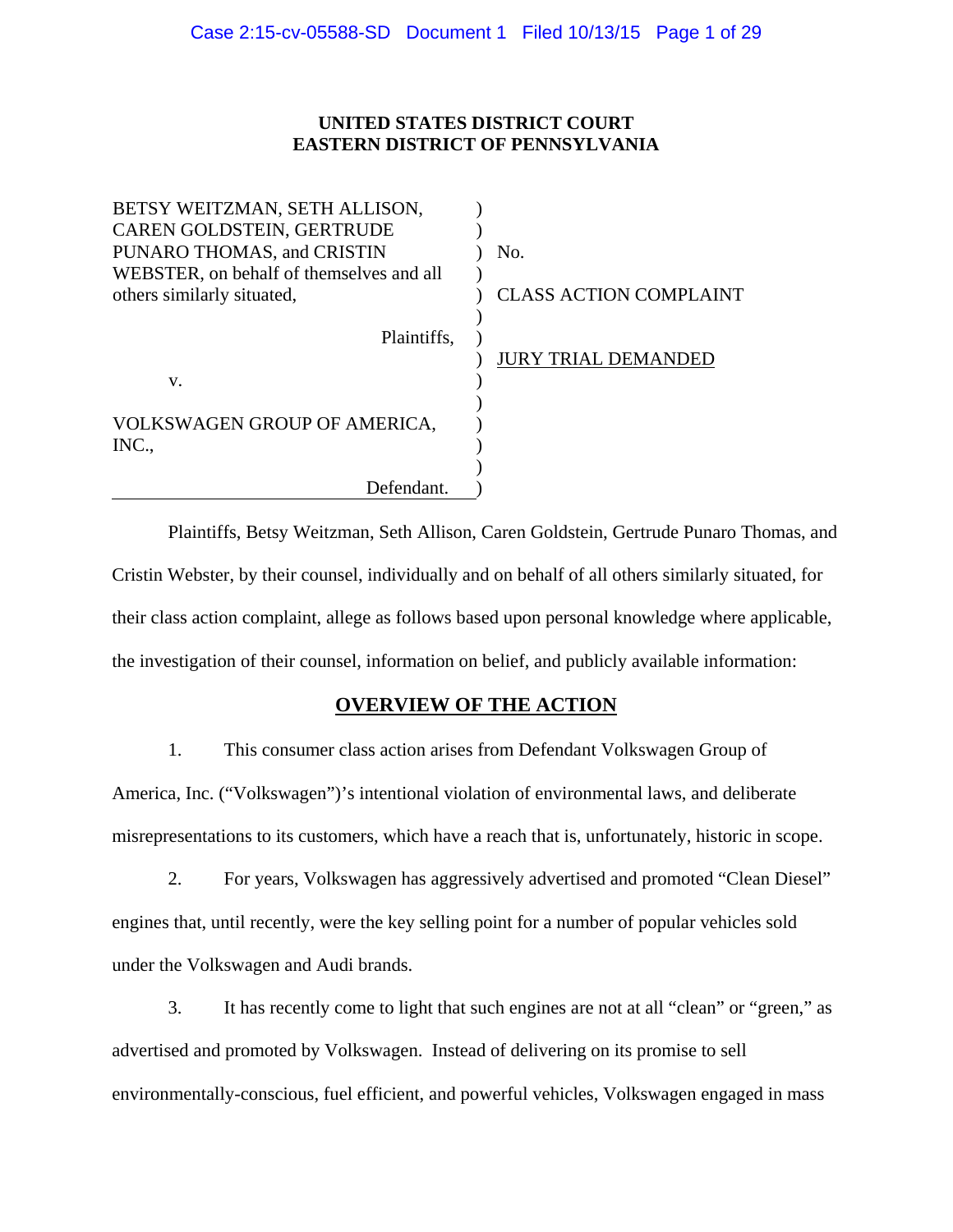**UNITED STATES DISTRICT COURT**
**EASTERN DISTRICT OF PENNSYLVANIA**

| | | |
|---|---|---|
| BETSY WEITZMAN, SETH ALLISON, CAREN GOLDSTEIN, GERTRUDE PUNARO THOMAS, and CRISTIN WEBSTER, on behalf of themselves and all others similarly situated, | ) | No. |
| Plaintiffs, | ) | CLASS ACTION COMPLAINT |
| v. | ) | JURY TRIAL DEMANDED |
| VOLKSWAGEN GROUP OF AMERICA, INC., | ) | |
| Defendant. | ) | |

Plaintiffs, Betsy Weitzman, Seth Allison, Caren Goldstein, Gertrude Punaro Thomas, and Cristin Webster, by their counsel, individually and on behalf of all others similarly situated, for their class action complaint, allege as follows based upon personal knowledge where applicable, the investigation of their counsel, information on belief, and publicly available information:

## OVERVIEW OF THE ACTION

1. This consumer class action arises from Defendant Volkswagen Group of America, Inc. ("Volkswagen")'s intentional violation of environmental laws, and deliberate misrepresentations to its customers, which have a reach that is, unfortunately, historic in scope.

2. For years, Volkswagen has aggressively advertised and promoted "Clean Diesel" engines that, until recently, were the key selling point for a number of popular vehicles sold under the Volkswagen and Audi brands.

3. It has recently come to light that such engines are not at all "clean" or "green," as advertised and promoted by Volkswagen. Instead of delivering on its promise to sell environmentally-conscious, fuel efficient, and powerful vehicles, Volkswagen engaged in mass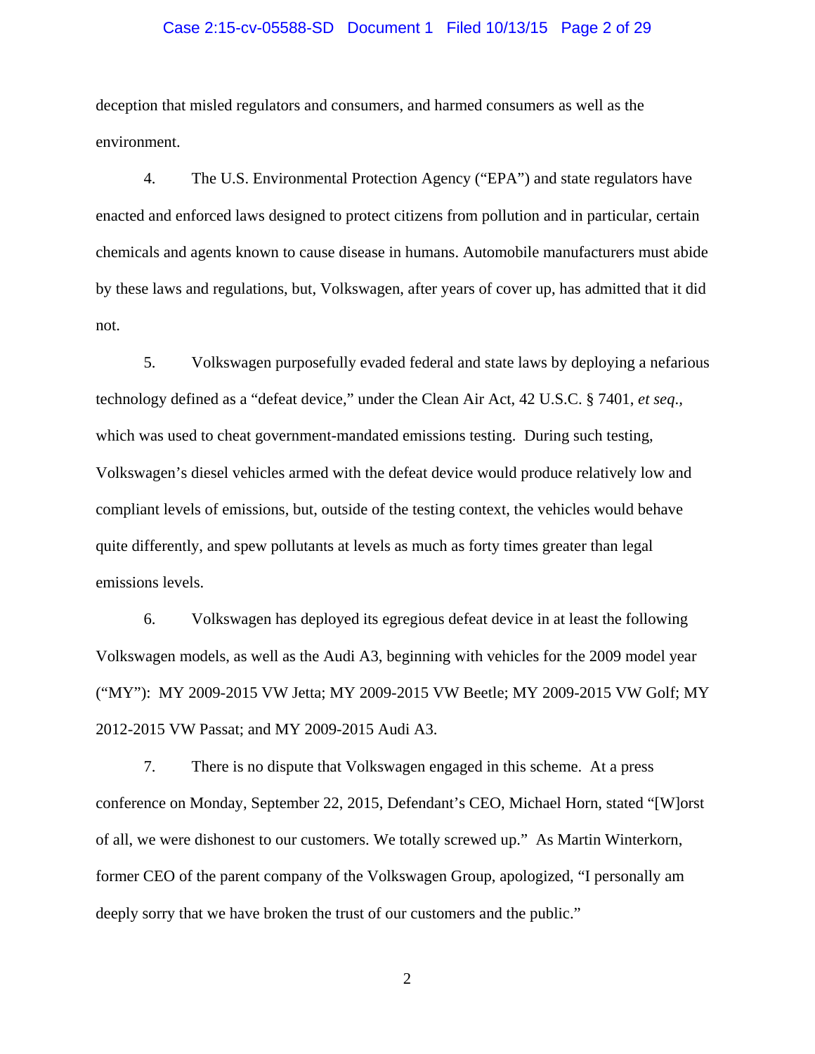deception that misled regulators and consumers, and harmed consumers as well as the environment.

4. The U.S. Environmental Protection Agency ("EPA") and state regulators have enacted and enforced laws designed to protect citizens from pollution and in particular, certain chemicals and agents known to cause disease in humans. Automobile manufacturers must abide by these laws and regulations, but, Volkswagen, after years of cover up, has admitted that it did not.

5. Volkswagen purposefully evaded federal and state laws by deploying a nefarious technology defined as a "defeat device," under the Clean Air Act, 42 U.S.C. § 7401, *et seq*., which was used to cheat government-mandated emissions testing. During such testing, Volkswagen's diesel vehicles armed with the defeat device would produce relatively low and compliant levels of emissions, but, outside of the testing context, the vehicles would behave quite differently, and spew pollutants at levels as much as forty times greater than legal emissions levels.

6. Volkswagen has deployed its egregious defeat device in at least the following Volkswagen models, as well as the Audi A3, beginning with vehicles for the 2009 model year ("MY"): MY 2009-2015 VW Jetta; MY 2009-2015 VW Beetle; MY 2009-2015 VW Golf; MY 2012-2015 VW Passat; and MY 2009-2015 Audi A3.

7. There is no dispute that Volkswagen engaged in this scheme. At a press conference on Monday, September 22, 2015, Defendant's CEO, Michael Horn, stated "[W]orst of all, we were dishonest to our customers. We totally screwed up." As Martin Winterkorn, former CEO of the parent company of the Volkswagen Group, apologized, "I personally am deeply sorry that we have broken the trust of our customers and the public."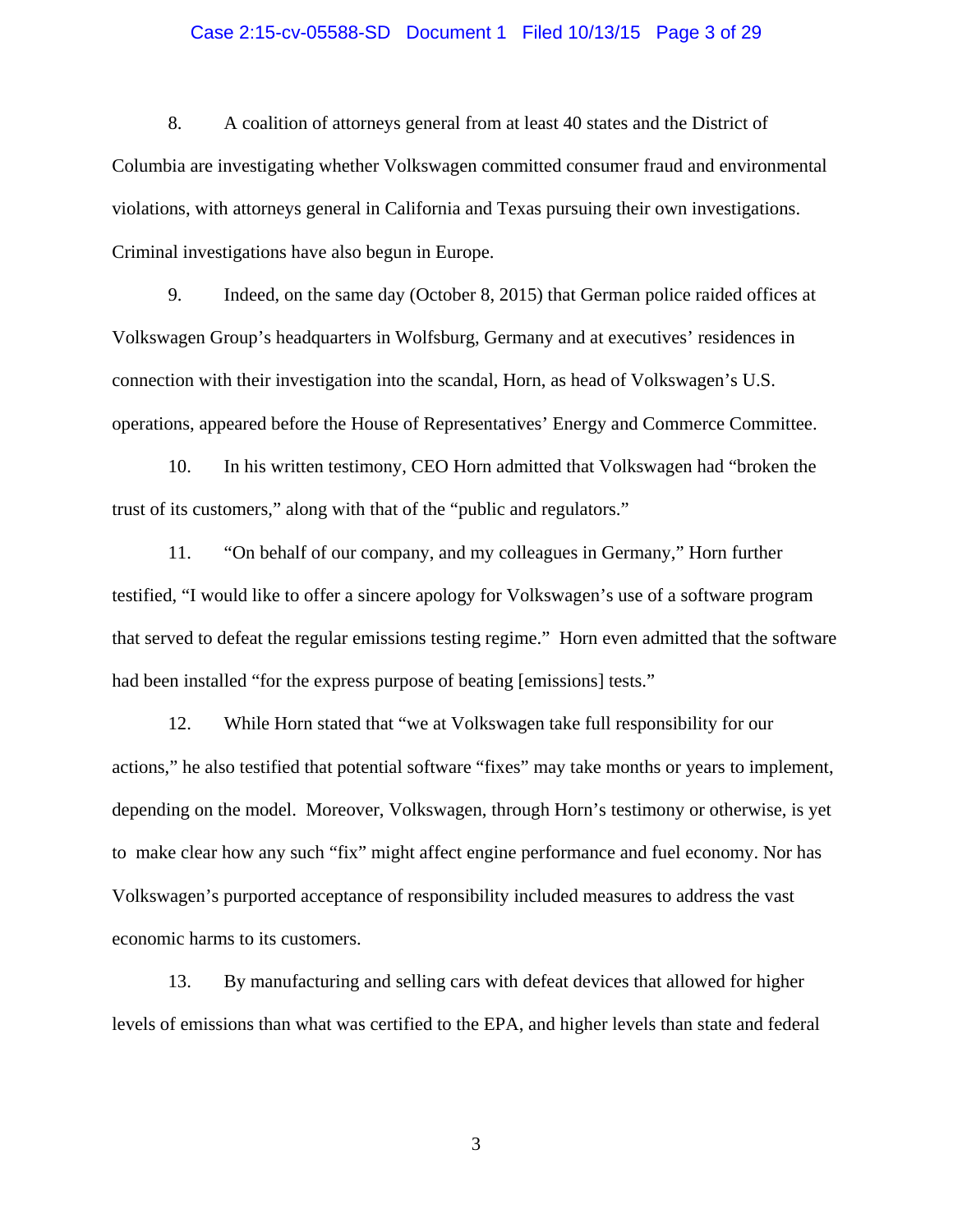8. A coalition of attorneys general from at least 40 states and the District of Columbia are investigating whether Volkswagen committed consumer fraud and environmental violations, with attorneys general in California and Texas pursuing their own investigations. Criminal investigations have also begun in Europe.

9. Indeed, on the same day (October 8, 2015) that German police raided offices at Volkswagen Group's headquarters in Wolfsburg, Germany and at executives' residences in connection with their investigation into the scandal, Horn, as head of Volkswagen's U.S. operations, appeared before the House of Representatives' Energy and Commerce Committee.

10. In his written testimony, CEO Horn admitted that Volkswagen had "broken the trust of its customers," along with that of the "public and regulators."

11. "On behalf of our company, and my colleagues in Germany," Horn further testified, "I would like to offer a sincere apology for Volkswagen's use of a software program that served to defeat the regular emissions testing regime." Horn even admitted that the software had been installed "for the express purpose of beating [emissions] tests."

12. While Horn stated that "we at Volkswagen take full responsibility for our actions," he also testified that potential software "fixes" may take months or years to implement, depending on the model. Moreover, Volkswagen, through Horn's testimony or otherwise, is yet to make clear how any such "fix" might affect engine performance and fuel economy. Nor has Volkswagen's purported acceptance of responsibility included measures to address the vast economic harms to its customers.

13. By manufacturing and selling cars with defeat devices that allowed for higher levels of emissions than what was certified to the EPA, and higher levels than state and federal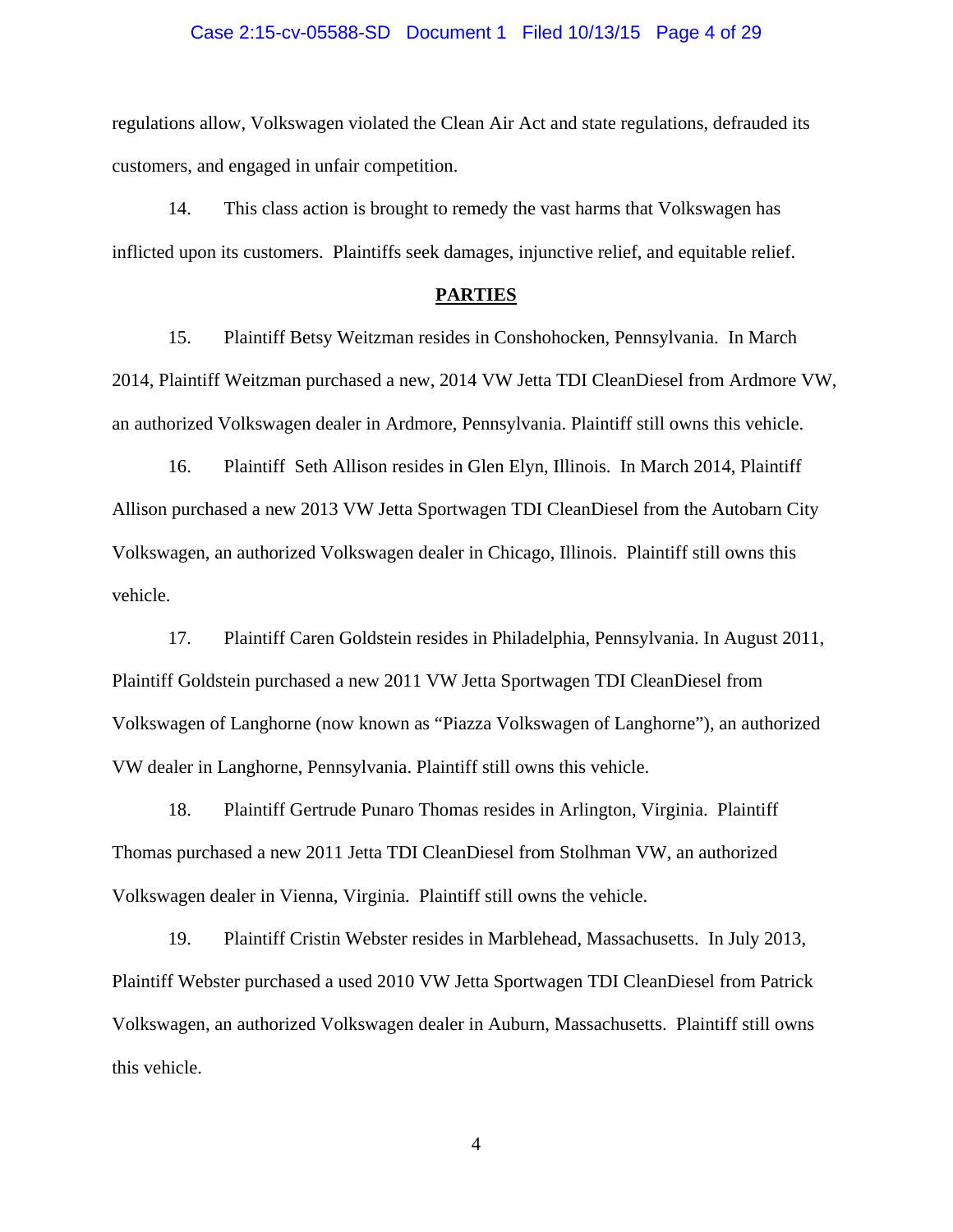regulations allow, Volkswagen violated the Clean Air Act and state regulations, defrauded its customers, and engaged in unfair competition.

14. This class action is brought to remedy the vast harms that Volkswagen has inflicted upon its customers. Plaintiffs seek damages, injunctive relief, and equitable relief.

## PARTIES

15. Plaintiff Betsy Weitzman resides in Conshohocken, Pennsylvania. In March 2014, Plaintiff Weitzman purchased a new, 2014 VW Jetta TDI CleanDiesel from Ardmore VW, an authorized Volkswagen dealer in Ardmore, Pennsylvania. Plaintiff still owns this vehicle.

16. Plaintiff Seth Allison resides in Glen Elyn, Illinois. In March 2014, Plaintiff Allison purchased a new 2013 VW Jetta Sportwagen TDI CleanDiesel from the Autobarn City Volkswagen, an authorized Volkswagen dealer in Chicago, Illinois. Plaintiff still owns this vehicle.

17. Plaintiff Caren Goldstein resides in Philadelphia, Pennsylvania. In August 2011, Plaintiff Goldstein purchased a new 2011 VW Jetta Sportwagen TDI CleanDiesel from Volkswagen of Langhorne (now known as "Piazza Volkswagen of Langhorne"), an authorized VW dealer in Langhorne, Pennsylvania. Plaintiff still owns this vehicle.

18. Plaintiff Gertrude Punaro Thomas resides in Arlington, Virginia. Plaintiff Thomas purchased a new 2011 Jetta TDI CleanDiesel from Stolhman VW, an authorized Volkswagen dealer in Vienna, Virginia. Plaintiff still owns the vehicle.

19. Plaintiff Cristin Webster resides in Marblehead, Massachusetts. In July 2013, Plaintiff Webster purchased a used 2010 VW Jetta Sportwagen TDI CleanDiesel from Patrick Volkswagen, an authorized Volkswagen dealer in Auburn, Massachusetts. Plaintiff still owns this vehicle.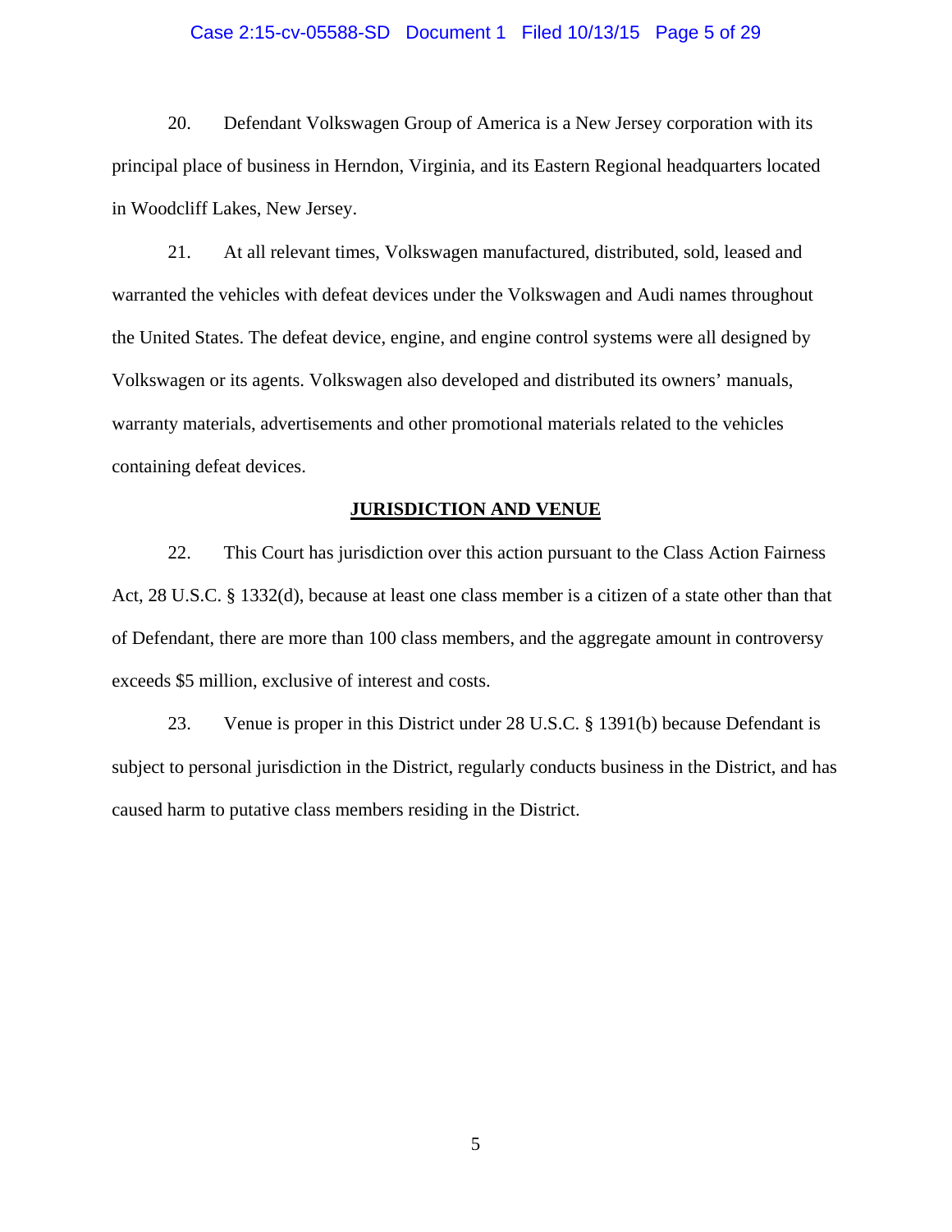20. Defendant Volkswagen Group of America is a New Jersey corporation with its principal place of business in Herndon, Virginia, and its Eastern Regional headquarters located in Woodcliff Lakes, New Jersey.

21. At all relevant times, Volkswagen manufactured, distributed, sold, leased and warranted the vehicles with defeat devices under the Volkswagen and Audi names throughout the United States. The defeat device, engine, and engine control systems were all designed by Volkswagen or its agents. Volkswagen also developed and distributed its owners' manuals, warranty materials, advertisements and other promotional materials related to the vehicles containing defeat devices.

## JURISDICTION AND VENUE

22. This Court has jurisdiction over this action pursuant to the Class Action Fairness Act, 28 U.S.C. § 1332(d), because at least one class member is a citizen of a state other than that of Defendant, there are more than 100 class members, and the aggregate amount in controversy exceeds $5 million, exclusive of interest and costs.

23. Venue is proper in this District under 28 U.S.C. § 1391(b) because Defendant is subject to personal jurisdiction in the District, regularly conducts business in the District, and has caused harm to putative class members residing in the District.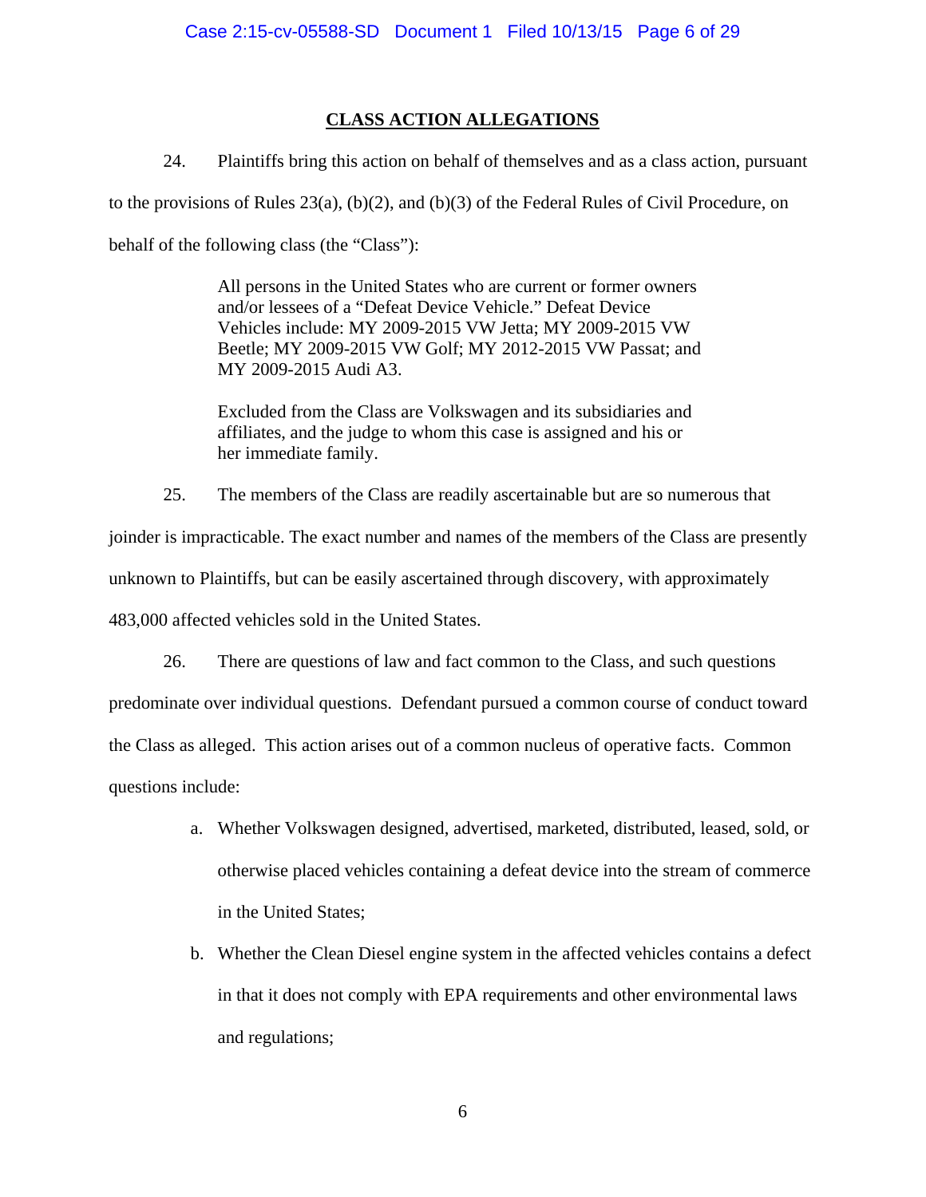## CLASS ACTION ALLEGATIONS

24. Plaintiffs bring this action on behalf of themselves and as a class action, pursuant to the provisions of Rules 23(a), (b)(2), and (b)(3) of the Federal Rules of Civil Procedure, on behalf of the following class (the "Class"):

> All persons in the United States who are current or former owners and/or lessees of a "Defeat Device Vehicle." Defeat Device Vehicles include: MY 2009-2015 VW Jetta; MY 2009-2015 VW Beetle; MY 2009-2015 VW Golf; MY 2012-2015 VW Passat; and MY 2009-2015 Audi A3.
>
> Excluded from the Class are Volkswagen and its subsidiaries and affiliates, and the judge to whom this case is assigned and his or her immediate family.

25. The members of the Class are readily ascertainable but are so numerous that joinder is impracticable. The exact number and names of the members of the Class are presently unknown to Plaintiffs, but can be easily ascertained through discovery, with approximately 483,000 affected vehicles sold in the United States.

26. There are questions of law and fact common to the Class, and such questions predominate over individual questions. Defendant pursued a common course of conduct toward the Class as alleged. This action arises out of a common nucleus of operative facts. Common questions include:

a. Whether Volkswagen designed, advertised, marketed, distributed, leased, sold, or otherwise placed vehicles containing a defeat device into the stream of commerce in the United States;

b. Whether the Clean Diesel engine system in the affected vehicles contains a defect in that it does not comply with EPA requirements and other environmental laws and regulations;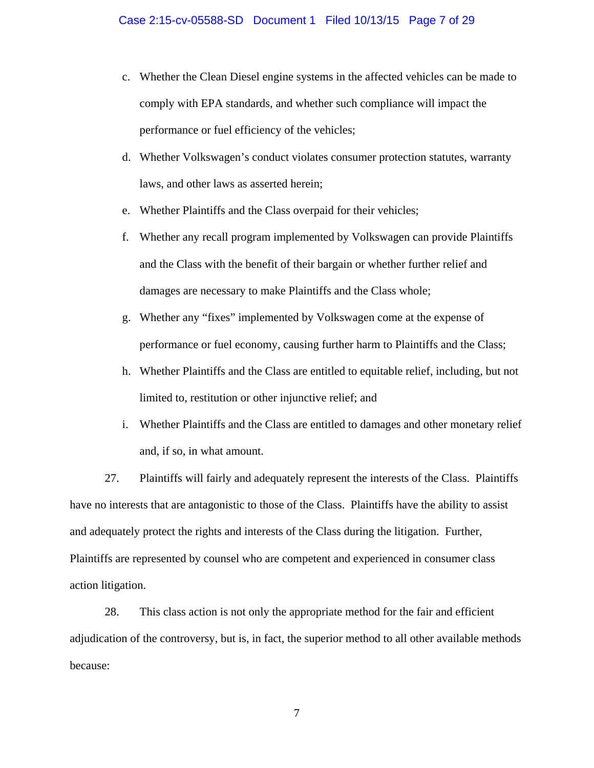c. Whether the Clean Diesel engine systems in the affected vehicles can be made to comply with EPA standards, and whether such compliance will impact the performance or fuel efficiency of the vehicles;

d. Whether Volkswagen's conduct violates consumer protection statutes, warranty laws, and other laws as asserted herein;

e. Whether Plaintiffs and the Class overpaid for their vehicles;

f. Whether any recall program implemented by Volkswagen can provide Plaintiffs and the Class with the benefit of their bargain or whether further relief and damages are necessary to make Plaintiffs and the Class whole;

g. Whether any "fixes" implemented by Volkswagen come at the expense of performance or fuel economy, causing further harm to Plaintiffs and the Class;

h. Whether Plaintiffs and the Class are entitled to equitable relief, including, but not limited to, restitution or other injunctive relief; and

i. Whether Plaintiffs and the Class are entitled to damages and other monetary relief and, if so, in what amount.

27. Plaintiffs will fairly and adequately represent the interests of the Class. Plaintiffs have no interests that are antagonistic to those of the Class. Plaintiffs have the ability to assist and adequately protect the rights and interests of the Class during the litigation. Further, Plaintiffs are represented by counsel who are competent and experienced in consumer class action litigation.

28. This class action is not only the appropriate method for the fair and efficient adjudication of the controversy, but is, in fact, the superior method to all other available methods because: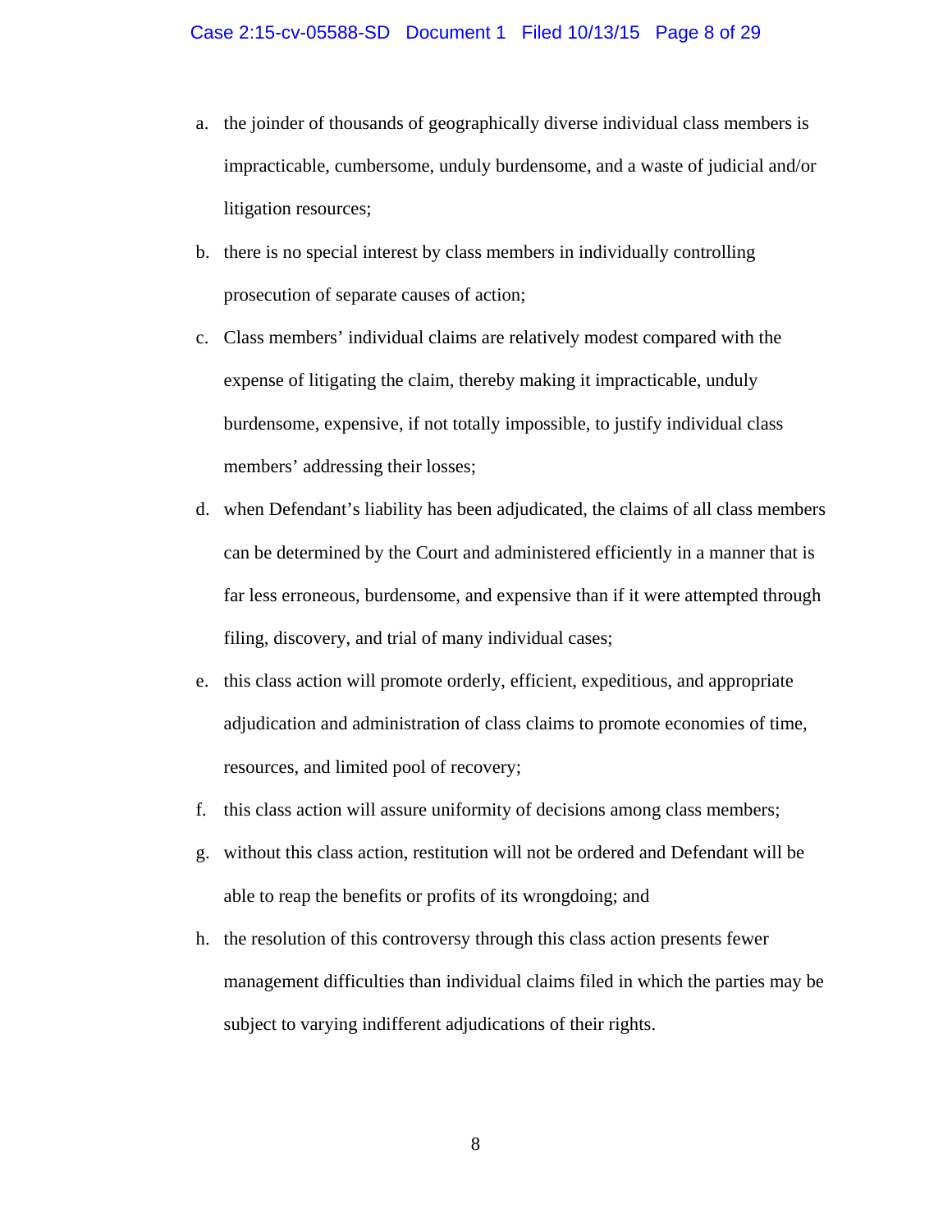a. the joinder of thousands of geographically diverse individual class members is impracticable, cumbersome, unduly burdensome, and a waste of judicial and/or litigation resources;

b. there is no special interest by class members in individually controlling prosecution of separate causes of action;

c. Class members' individual claims are relatively modest compared with the expense of litigating the claim, thereby making it impracticable, unduly burdensome, expensive, if not totally impossible, to justify individual class members' addressing their losses;

d. when Defendant's liability has been adjudicated, the claims of all class members can be determined by the Court and administered efficiently in a manner that is far less erroneous, burdensome, and expensive than if it were attempted through filing, discovery, and trial of many individual cases;

e. this class action will promote orderly, efficient, expeditious, and appropriate adjudication and administration of class claims to promote economies of time, resources, and limited pool of recovery;

f. this class action will assure uniformity of decisions among class members;

g. without this class action, restitution will not be ordered and Defendant will be able to reap the benefits or profits of its wrongdoing; and

h. the resolution of this controversy through this class action presents fewer management difficulties than individual claims filed in which the parties may be subject to varying indifferent adjudications of their rights.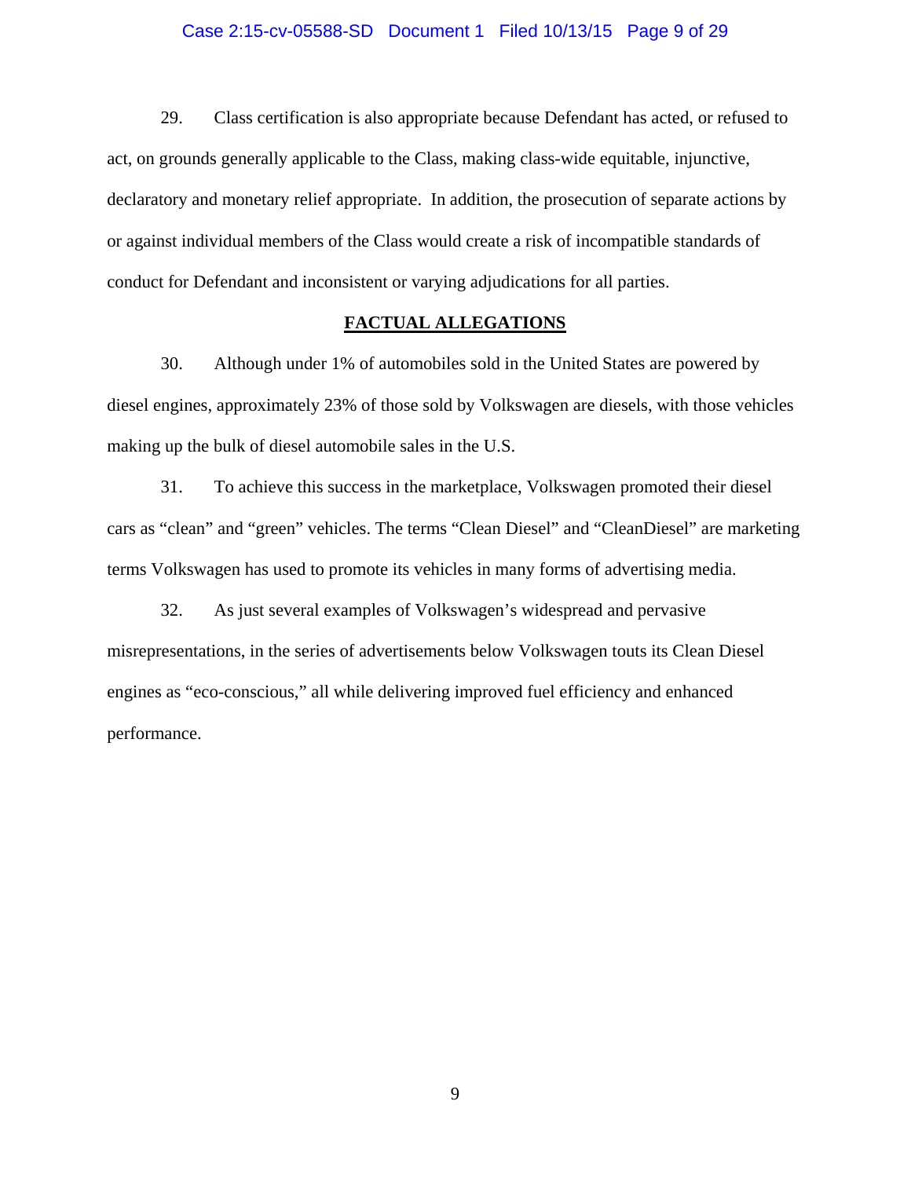29. Class certification is also appropriate because Defendant has acted, or refused to act, on grounds generally applicable to the Class, making class-wide equitable, injunctive, declaratory and monetary relief appropriate. In addition, the prosecution of separate actions by or against individual members of the Class would create a risk of incompatible standards of conduct for Defendant and inconsistent or varying adjudications for all parties.

## FACTUAL ALLEGATIONS

30. Although under 1% of automobiles sold in the United States are powered by diesel engines, approximately 23% of those sold by Volkswagen are diesels, with those vehicles making up the bulk of diesel automobile sales in the U.S.

31. To achieve this success in the marketplace, Volkswagen promoted their diesel cars as "clean" and "green" vehicles. The terms "Clean Diesel" and "CleanDiesel" are marketing terms Volkswagen has used to promote its vehicles in many forms of advertising media.

32. As just several examples of Volkswagen's widespread and pervasive misrepresentations, in the series of advertisements below Volkswagen touts its Clean Diesel engines as "eco-conscious," all while delivering improved fuel efficiency and enhanced performance.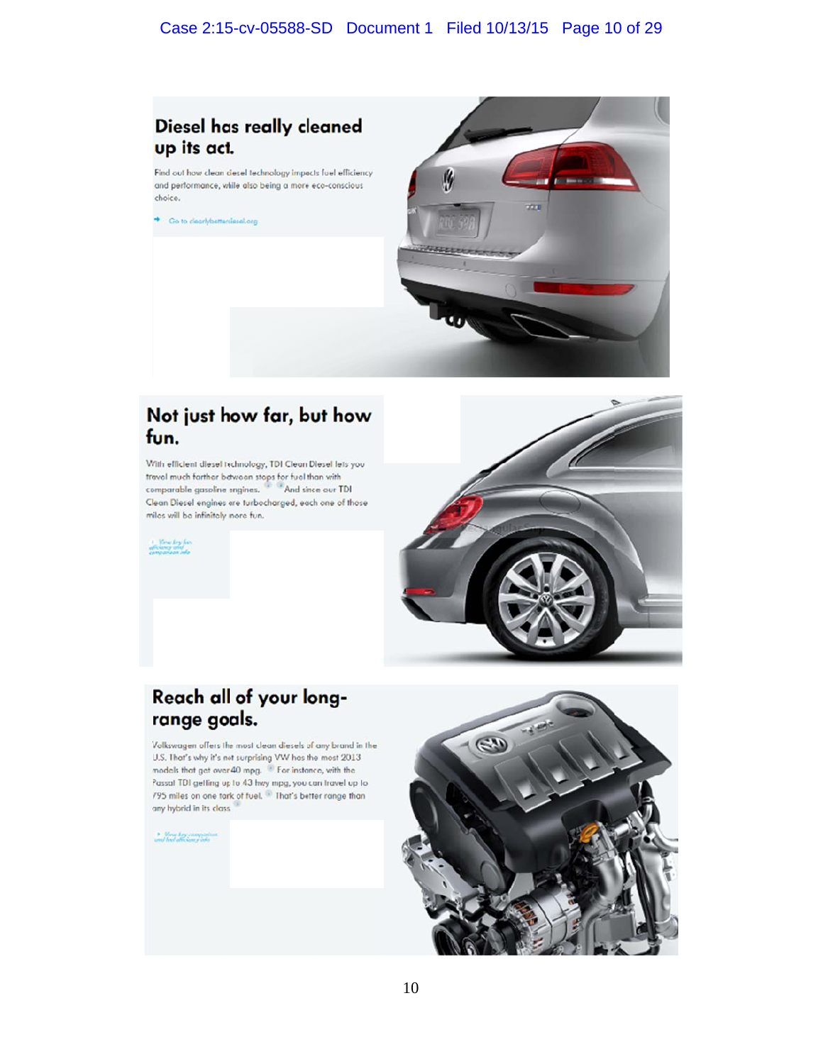## Diesel has really cleaned up its act.

Find out how clean diesel technology impacts fuel efficiency and performance, while also being a more eco-conscious choice.

→ Go to clearlybetterdiesel.org

## Not just how far, but how fun.

With efficient diesel technology, TDI Clean Diesel lets you travel much farther between stops for fuel than with comparable gasoline engines. And since our TDI Clean Diesel engines are turbocharged, each one of those miles will be infinitely more fun.

› View key fuel efficiency and comparison info

## Reach all of your long-range goals.

Volkswagen offers the most clean diesels of any brand in the U.S. That's why it's not surprising VW has the most 2013 models that get over 40 mpg. For instance, with the Passat TDI getting up to 43 hwy mpg, you can travel up to 795 miles on one tank of fuel. That's better range than any hybrid in its class.

› View key comparison and fuel efficiency info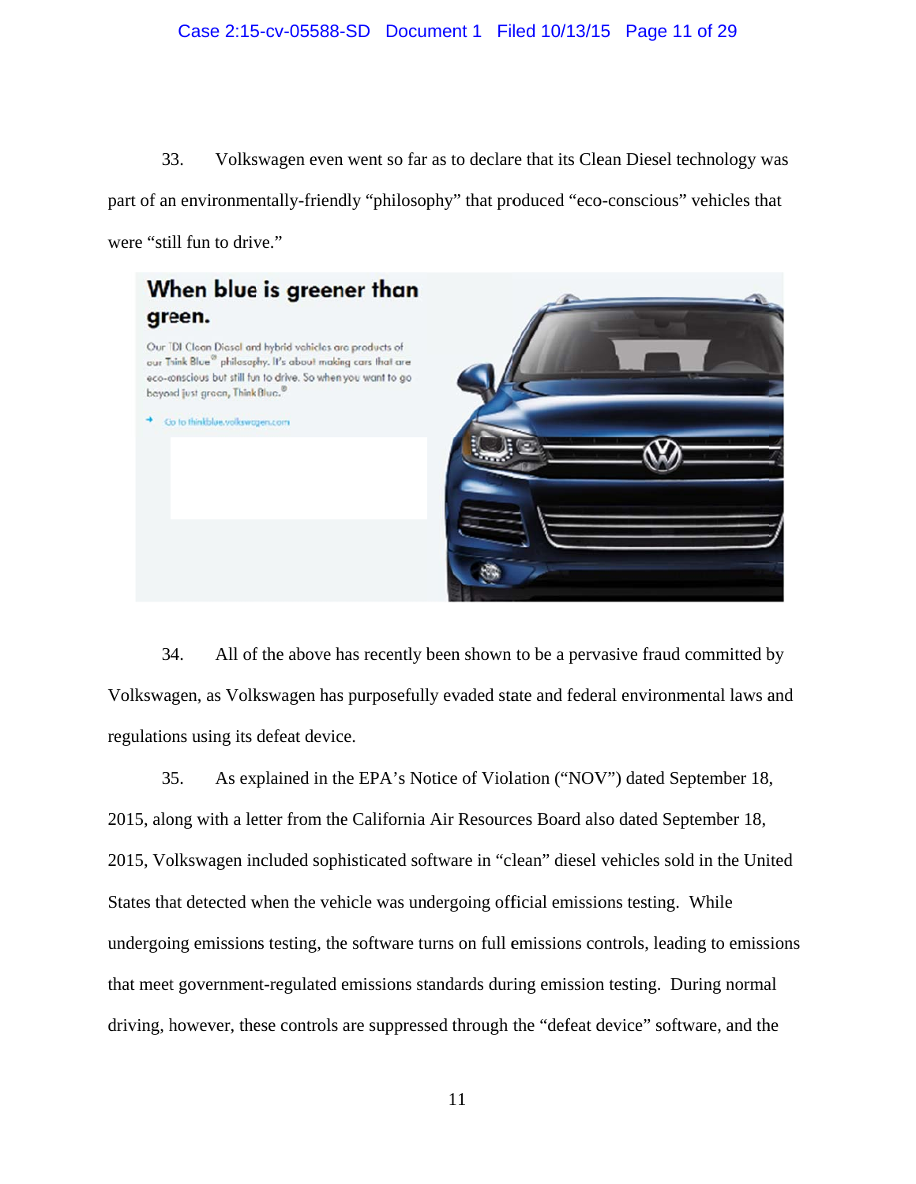33. Volkswagen even went so far as to declare that its Clean Diesel technology was part of an environmentally-friendly "philosophy" that produced "eco-conscious" vehicles that were "still fun to drive."

**When blue is greener than green.**

Our TDI Clean Diesel and hybrid vehicles are products of our Think Blue® philosophy. It's about making cars that are eco-conscious but still fun to drive. So when you want to go beyond just green, Think Blue.®

→ Go to thinkblue.volkswagen.com

34. All of the above has recently been shown to be a pervasive fraud committed by Volkswagen, as Volkswagen has purposefully evaded state and federal environmental laws and regulations using its defeat device.

35. As explained in the EPA's Notice of Violation ("NOV") dated September 18, 2015, along with a letter from the California Air Resources Board also dated September 18, 2015, Volkswagen included sophisticated software in "clean" diesel vehicles sold in the United States that detected when the vehicle was undergoing official emissions testing. While undergoing emissions testing, the software turns on full emissions controls, leading to emissions that meet government-regulated emissions standards during emission testing. During normal driving, however, these controls are suppressed through the "defeat device" software, and the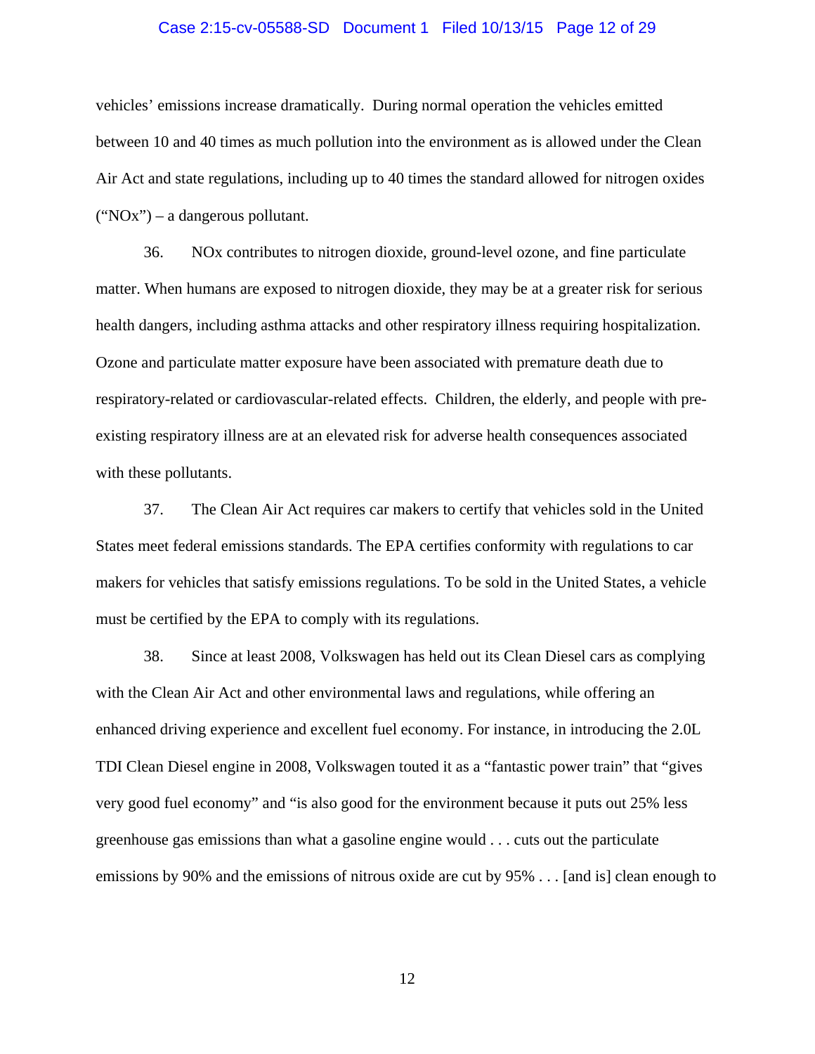vehicles' emissions increase dramatically. During normal operation the vehicles emitted between 10 and 40 times as much pollution into the environment as is allowed under the Clean Air Act and state regulations, including up to 40 times the standard allowed for nitrogen oxides ("NOx") – a dangerous pollutant.

36. NOx contributes to nitrogen dioxide, ground-level ozone, and fine particulate matter. When humans are exposed to nitrogen dioxide, they may be at a greater risk for serious health dangers, including asthma attacks and other respiratory illness requiring hospitalization. Ozone and particulate matter exposure have been associated with premature death due to respiratory-related or cardiovascular-related effects. Children, the elderly, and people with pre-existing respiratory illness are at an elevated risk for adverse health consequences associated with these pollutants.

37. The Clean Air Act requires car makers to certify that vehicles sold in the United States meet federal emissions standards. The EPA certifies conformity with regulations to car makers for vehicles that satisfy emissions regulations. To be sold in the United States, a vehicle must be certified by the EPA to comply with its regulations.

38. Since at least 2008, Volkswagen has held out its Clean Diesel cars as complying with the Clean Air Act and other environmental laws and regulations, while offering an enhanced driving experience and excellent fuel economy. For instance, in introducing the 2.0L TDI Clean Diesel engine in 2008, Volkswagen touted it as a "fantastic power train" that "gives very good fuel economy" and "is also good for the environment because it puts out 25% less greenhouse gas emissions than what a gasoline engine would . . . cuts out the particulate emissions by 90% and the emissions of nitrous oxide are cut by 95% . . . [and is] clean enough to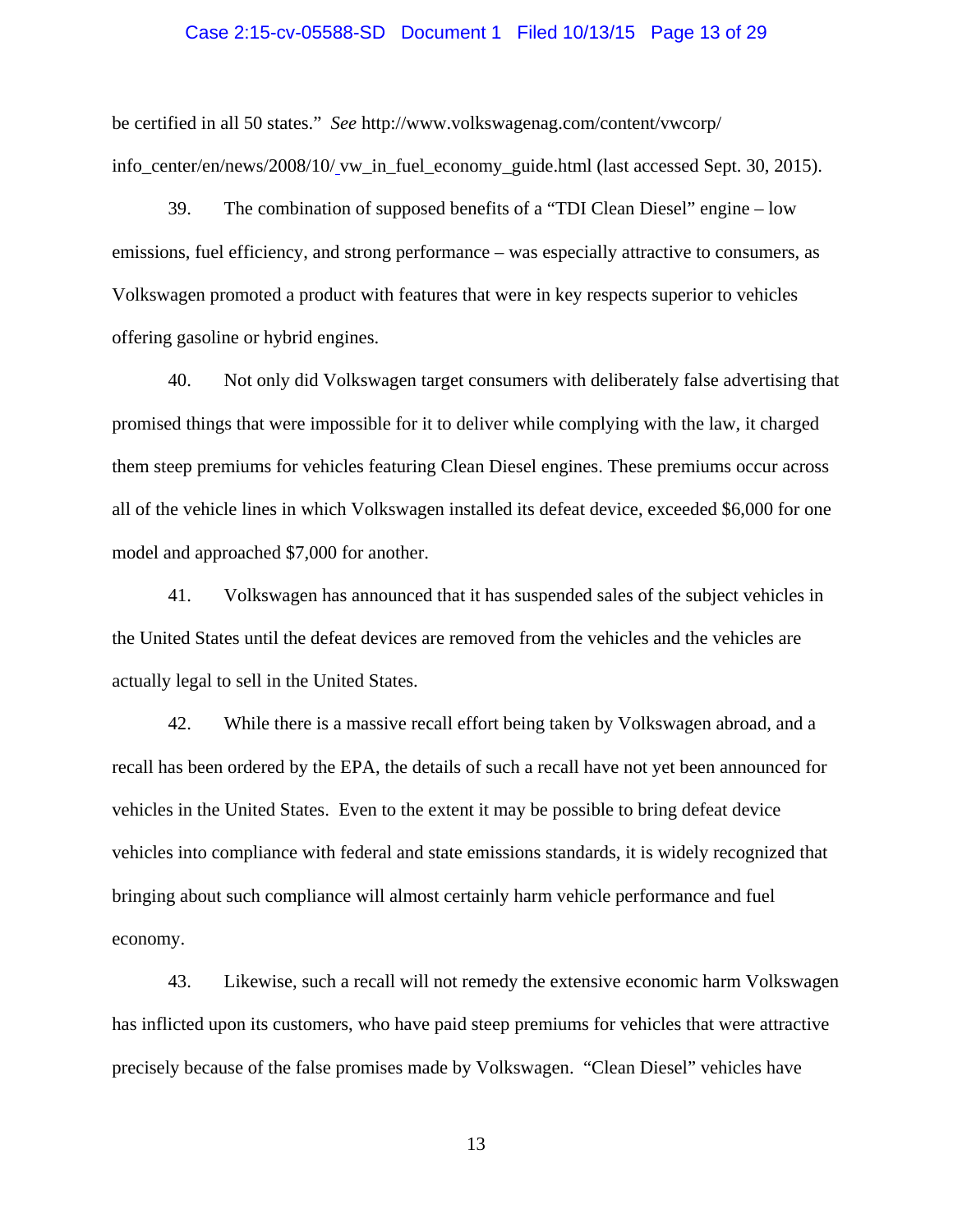be certified in all 50 states." *See* http://www.volkswagenag.com/content/vwcorp/info_center/en/news/2008/10/_vw_in_fuel_economy_guide.html (last accessed Sept. 30, 2015).

39. The combination of supposed benefits of a "TDI Clean Diesel" engine – low emissions, fuel efficiency, and strong performance – was especially attractive to consumers, as Volkswagen promoted a product with features that were in key respects superior to vehicles offering gasoline or hybrid engines.

40. Not only did Volkswagen target consumers with deliberately false advertising that promised things that were impossible for it to deliver while complying with the law, it charged them steep premiums for vehicles featuring Clean Diesel engines. These premiums occur across all of the vehicle lines in which Volkswagen installed its defeat device, exceeded $6,000 for one model and approached $7,000 for another.

41. Volkswagen has announced that it has suspended sales of the subject vehicles in the United States until the defeat devices are removed from the vehicles and the vehicles are actually legal to sell in the United States.

42. While there is a massive recall effort being taken by Volkswagen abroad, and a recall has been ordered by the EPA, the details of such a recall have not yet been announced for vehicles in the United States. Even to the extent it may be possible to bring defeat device vehicles into compliance with federal and state emissions standards, it is widely recognized that bringing about such compliance will almost certainly harm vehicle performance and fuel economy.

43. Likewise, such a recall will not remedy the extensive economic harm Volkswagen has inflicted upon its customers, who have paid steep premiums for vehicles that were attractive precisely because of the false promises made by Volkswagen. "Clean Diesel" vehicles have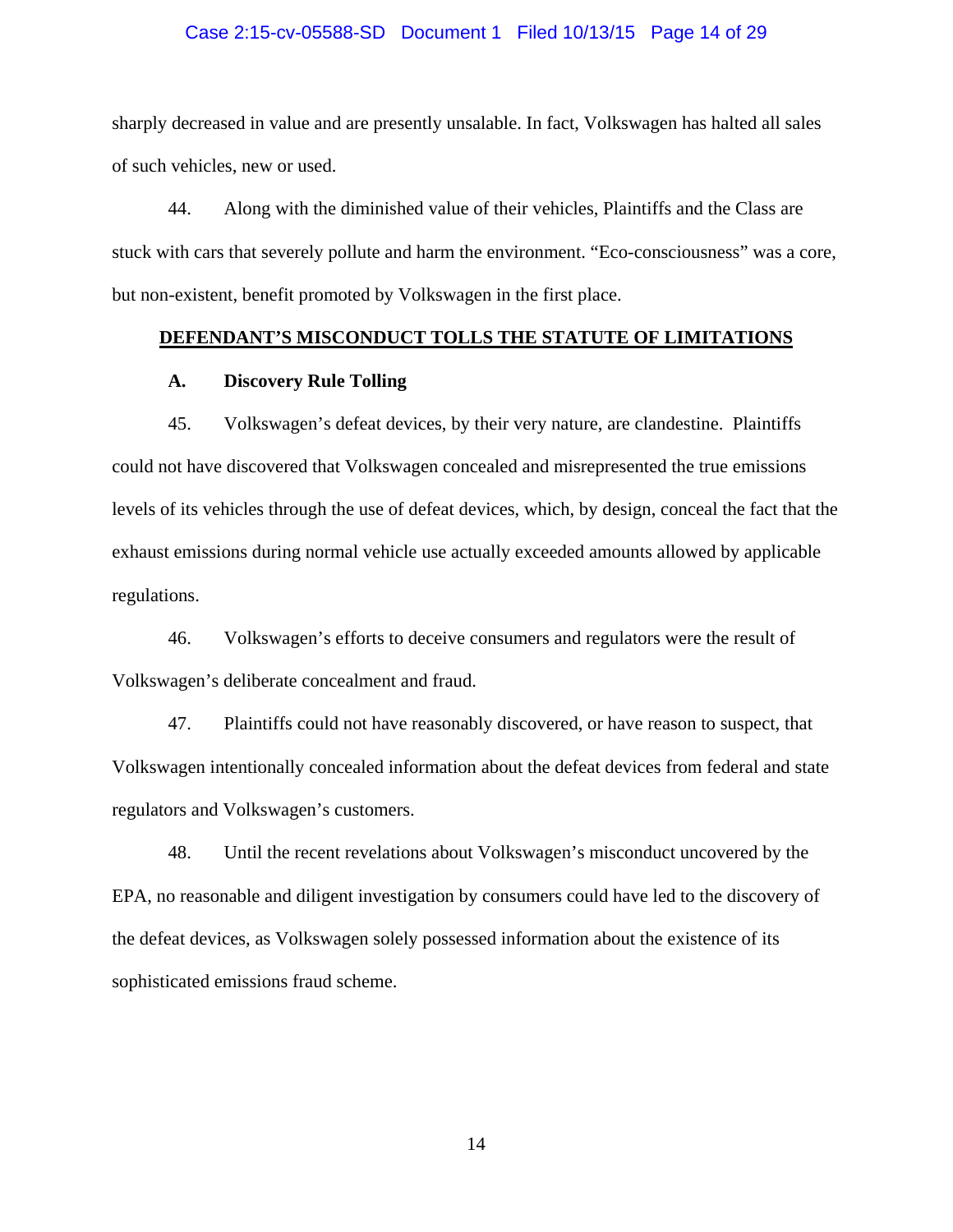sharply decreased in value and are presently unsalable. In fact, Volkswagen has halted all sales of such vehicles, new or used.

44. Along with the diminished value of their vehicles, Plaintiffs and the Class are stuck with cars that severely pollute and harm the environment. "Eco-consciousness" was a core, but non-existent, benefit promoted by Volkswagen in the first place.

## DEFENDANT'S MISCONDUCT TOLLS THE STATUTE OF LIMITATIONS

### A. Discovery Rule Tolling

45. Volkswagen's defeat devices, by their very nature, are clandestine. Plaintiffs could not have discovered that Volkswagen concealed and misrepresented the true emissions levels of its vehicles through the use of defeat devices, which, by design, conceal the fact that the exhaust emissions during normal vehicle use actually exceeded amounts allowed by applicable regulations.

46. Volkswagen's efforts to deceive consumers and regulators were the result of Volkswagen's deliberate concealment and fraud.

47. Plaintiffs could not have reasonably discovered, or have reason to suspect, that Volkswagen intentionally concealed information about the defeat devices from federal and state regulators and Volkswagen's customers.

48. Until the recent revelations about Volkswagen's misconduct uncovered by the EPA, no reasonable and diligent investigation by consumers could have led to the discovery of the defeat devices, as Volkswagen solely possessed information about the existence of its sophisticated emissions fraud scheme.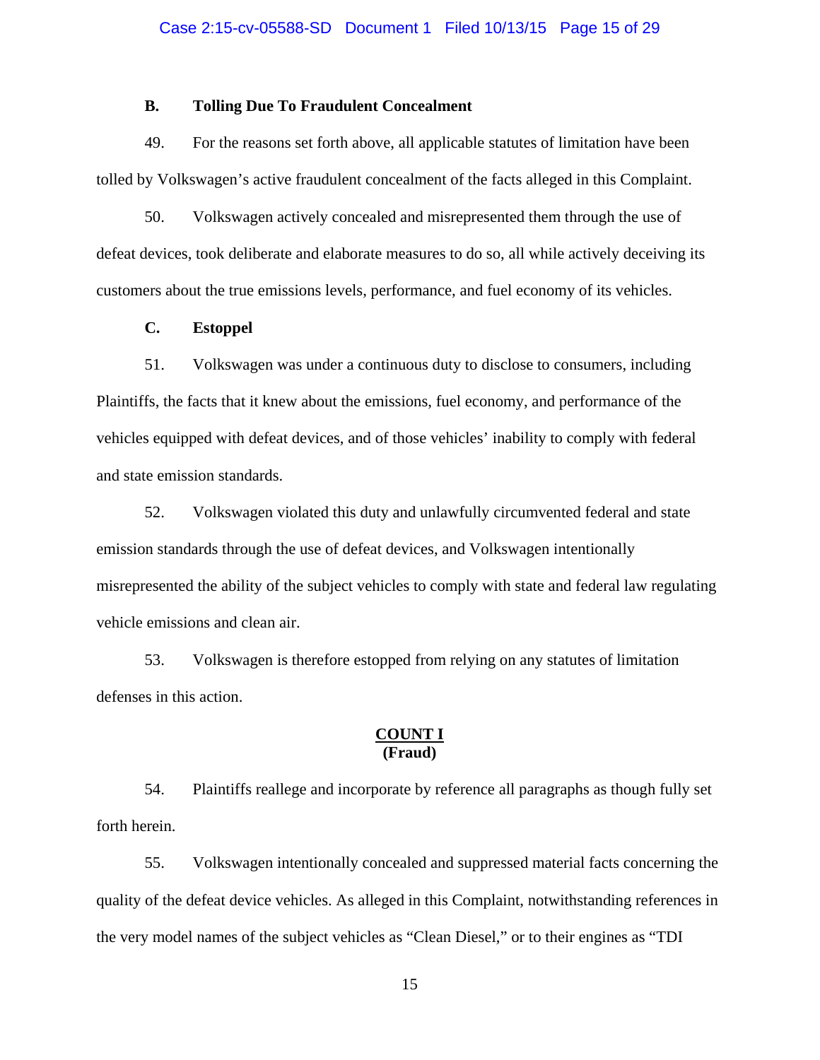### B. Tolling Due To Fraudulent Concealment

49. For the reasons set forth above, all applicable statutes of limitation have been tolled by Volkswagen's active fraudulent concealment of the facts alleged in this Complaint.

50. Volkswagen actively concealed and misrepresented them through the use of defeat devices, took deliberate and elaborate measures to do so, all while actively deceiving its customers about the true emissions levels, performance, and fuel economy of its vehicles.

### C. Estoppel

51. Volkswagen was under a continuous duty to disclose to consumers, including Plaintiffs, the facts that it knew about the emissions, fuel economy, and performance of the vehicles equipped with defeat devices, and of those vehicles' inability to comply with federal and state emission standards.

52. Volkswagen violated this duty and unlawfully circumvented federal and state emission standards through the use of defeat devices, and Volkswagen intentionally misrepresented the ability of the subject vehicles to comply with state and federal law regulating vehicle emissions and clean air.

53. Volkswagen is therefore estopped from relying on any statutes of limitation defenses in this action.

## COUNT I
**(Fraud)**

54. Plaintiffs reallege and incorporate by reference all paragraphs as though fully set forth herein.

55. Volkswagen intentionally concealed and suppressed material facts concerning the quality of the defeat device vehicles. As alleged in this Complaint, notwithstanding references in the very model names of the subject vehicles as "Clean Diesel," or to their engines as "TDI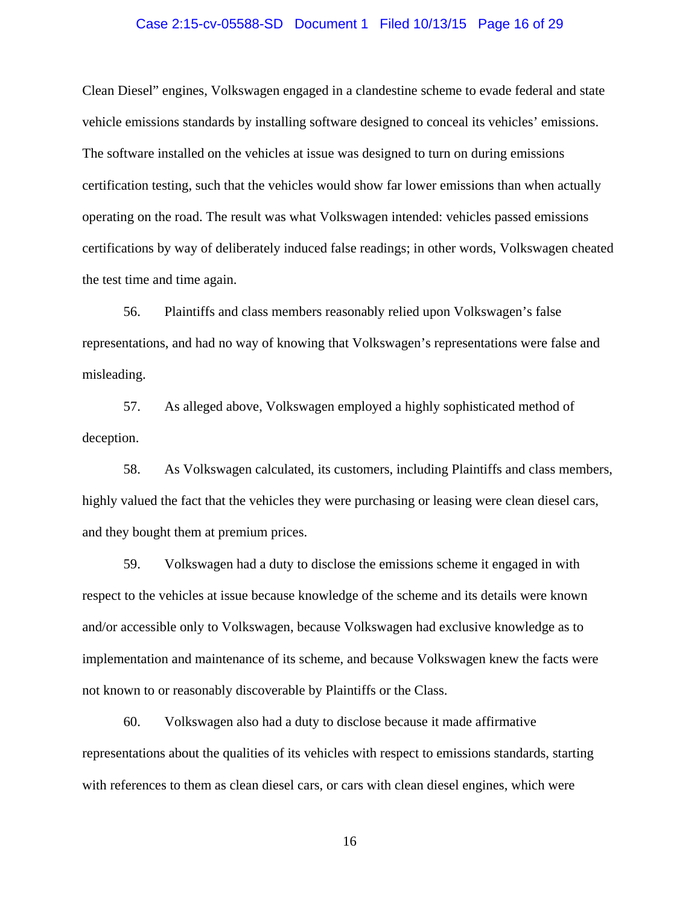Clean Diesel" engines, Volkswagen engaged in a clandestine scheme to evade federal and state vehicle emissions standards by installing software designed to conceal its vehicles' emissions. The software installed on the vehicles at issue was designed to turn on during emissions certification testing, such that the vehicles would show far lower emissions than when actually operating on the road. The result was what Volkswagen intended: vehicles passed emissions certifications by way of deliberately induced false readings; in other words, Volkswagen cheated the test time and time again.

56. Plaintiffs and class members reasonably relied upon Volkswagen's false representations, and had no way of knowing that Volkswagen's representations were false and misleading.

57. As alleged above, Volkswagen employed a highly sophisticated method of deception.

58. As Volkswagen calculated, its customers, including Plaintiffs and class members, highly valued the fact that the vehicles they were purchasing or leasing were clean diesel cars, and they bought them at premium prices.

59. Volkswagen had a duty to disclose the emissions scheme it engaged in with respect to the vehicles at issue because knowledge of the scheme and its details were known and/or accessible only to Volkswagen, because Volkswagen had exclusive knowledge as to implementation and maintenance of its scheme, and because Volkswagen knew the facts were not known to or reasonably discoverable by Plaintiffs or the Class.

60. Volkswagen also had a duty to disclose because it made affirmative representations about the qualities of its vehicles with respect to emissions standards, starting with references to them as clean diesel cars, or cars with clean diesel engines, which were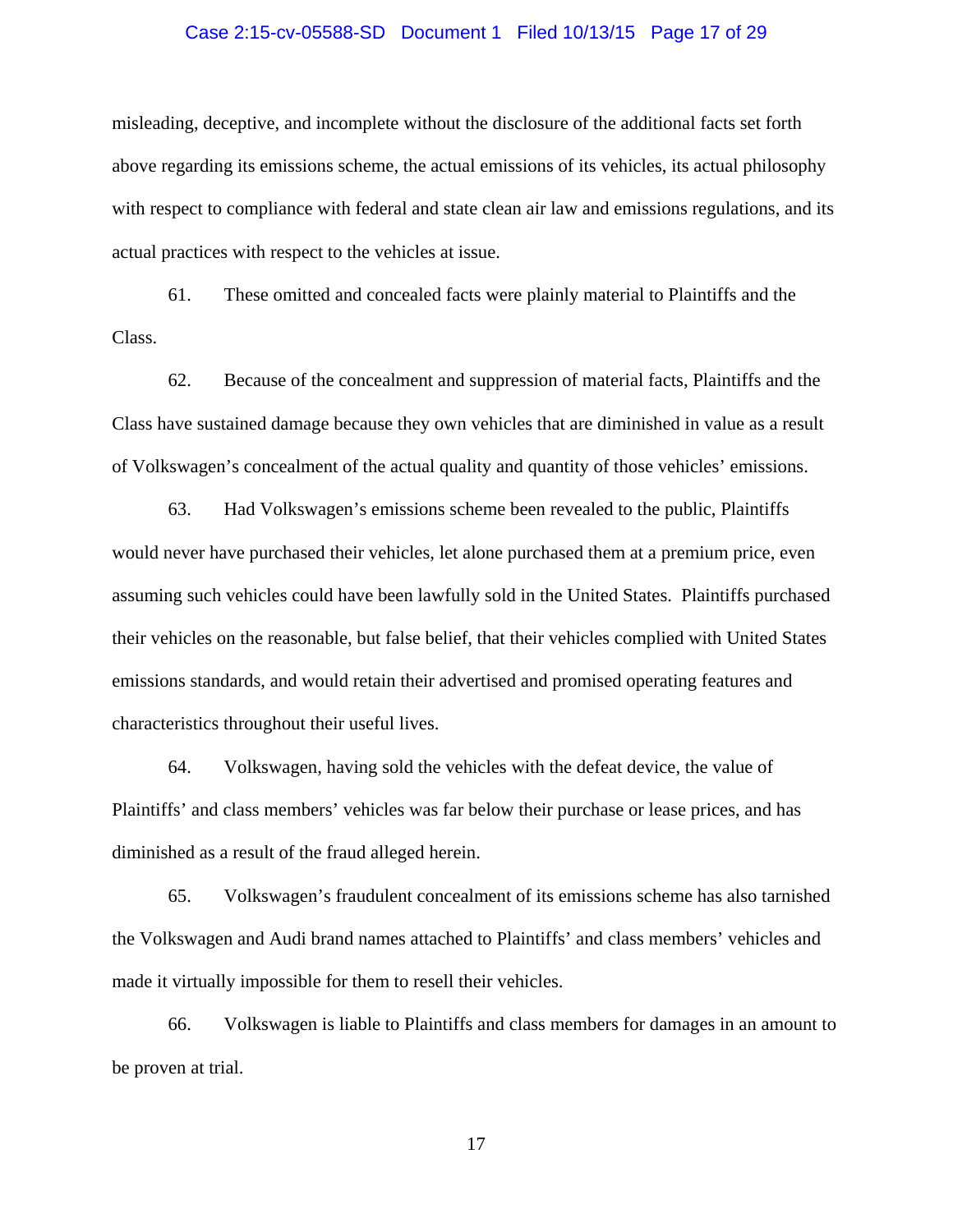misleading, deceptive, and incomplete without the disclosure of the additional facts set forth above regarding its emissions scheme, the actual emissions of its vehicles, its actual philosophy with respect to compliance with federal and state clean air law and emissions regulations, and its actual practices with respect to the vehicles at issue.

61. These omitted and concealed facts were plainly material to Plaintiffs and the Class.

62. Because of the concealment and suppression of material facts, Plaintiffs and the Class have sustained damage because they own vehicles that are diminished in value as a result of Volkswagen's concealment of the actual quality and quantity of those vehicles' emissions.

63. Had Volkswagen's emissions scheme been revealed to the public, Plaintiffs would never have purchased their vehicles, let alone purchased them at a premium price, even assuming such vehicles could have been lawfully sold in the United States. Plaintiffs purchased their vehicles on the reasonable, but false belief, that their vehicles complied with United States emissions standards, and would retain their advertised and promised operating features and characteristics throughout their useful lives.

64. Volkswagen, having sold the vehicles with the defeat device, the value of Plaintiffs' and class members' vehicles was far below their purchase or lease prices, and has diminished as a result of the fraud alleged herein.

65. Volkswagen's fraudulent concealment of its emissions scheme has also tarnished the Volkswagen and Audi brand names attached to Plaintiffs' and class members' vehicles and made it virtually impossible for them to resell their vehicles.

66. Volkswagen is liable to Plaintiffs and class members for damages in an amount to be proven at trial.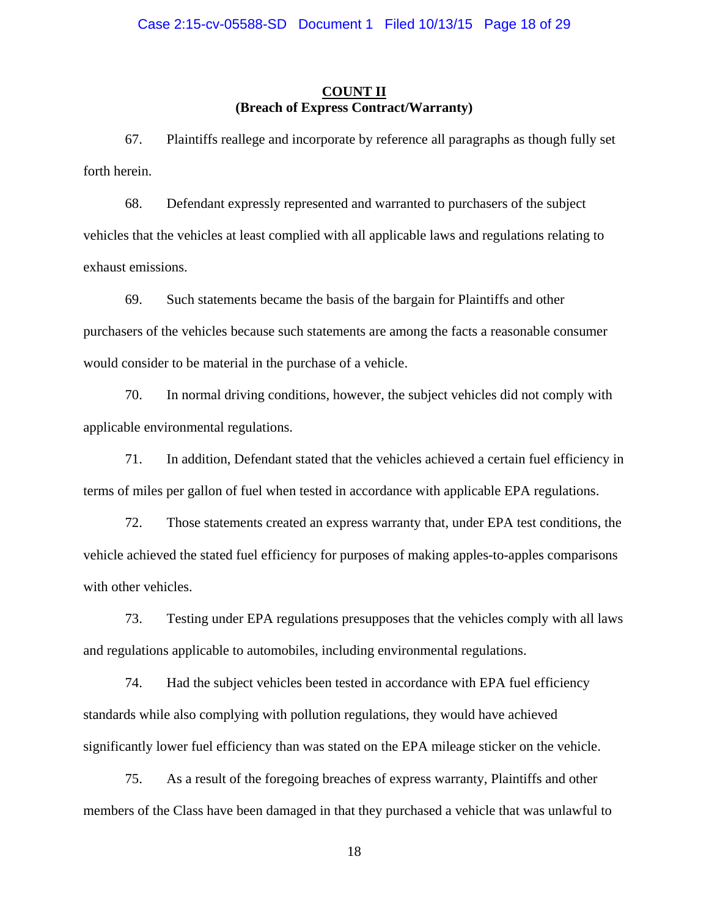## COUNT II
**(Breach of Express Contract/Warranty)**

67. Plaintiffs reallege and incorporate by reference all paragraphs as though fully set forth herein.

68. Defendant expressly represented and warranted to purchasers of the subject vehicles that the vehicles at least complied with all applicable laws and regulations relating to exhaust emissions.

69. Such statements became the basis of the bargain for Plaintiffs and other purchasers of the vehicles because such statements are among the facts a reasonable consumer would consider to be material in the purchase of a vehicle.

70. In normal driving conditions, however, the subject vehicles did not comply with applicable environmental regulations.

71. In addition, Defendant stated that the vehicles achieved a certain fuel efficiency in terms of miles per gallon of fuel when tested in accordance with applicable EPA regulations.

72. Those statements created an express warranty that, under EPA test conditions, the vehicle achieved the stated fuel efficiency for purposes of making apples-to-apples comparisons with other vehicles.

73. Testing under EPA regulations presupposes that the vehicles comply with all laws and regulations applicable to automobiles, including environmental regulations.

74. Had the subject vehicles been tested in accordance with EPA fuel efficiency standards while also complying with pollution regulations, they would have achieved significantly lower fuel efficiency than was stated on the EPA mileage sticker on the vehicle.

75. As a result of the foregoing breaches of express warranty, Plaintiffs and other members of the Class have been damaged in that they purchased a vehicle that was unlawful to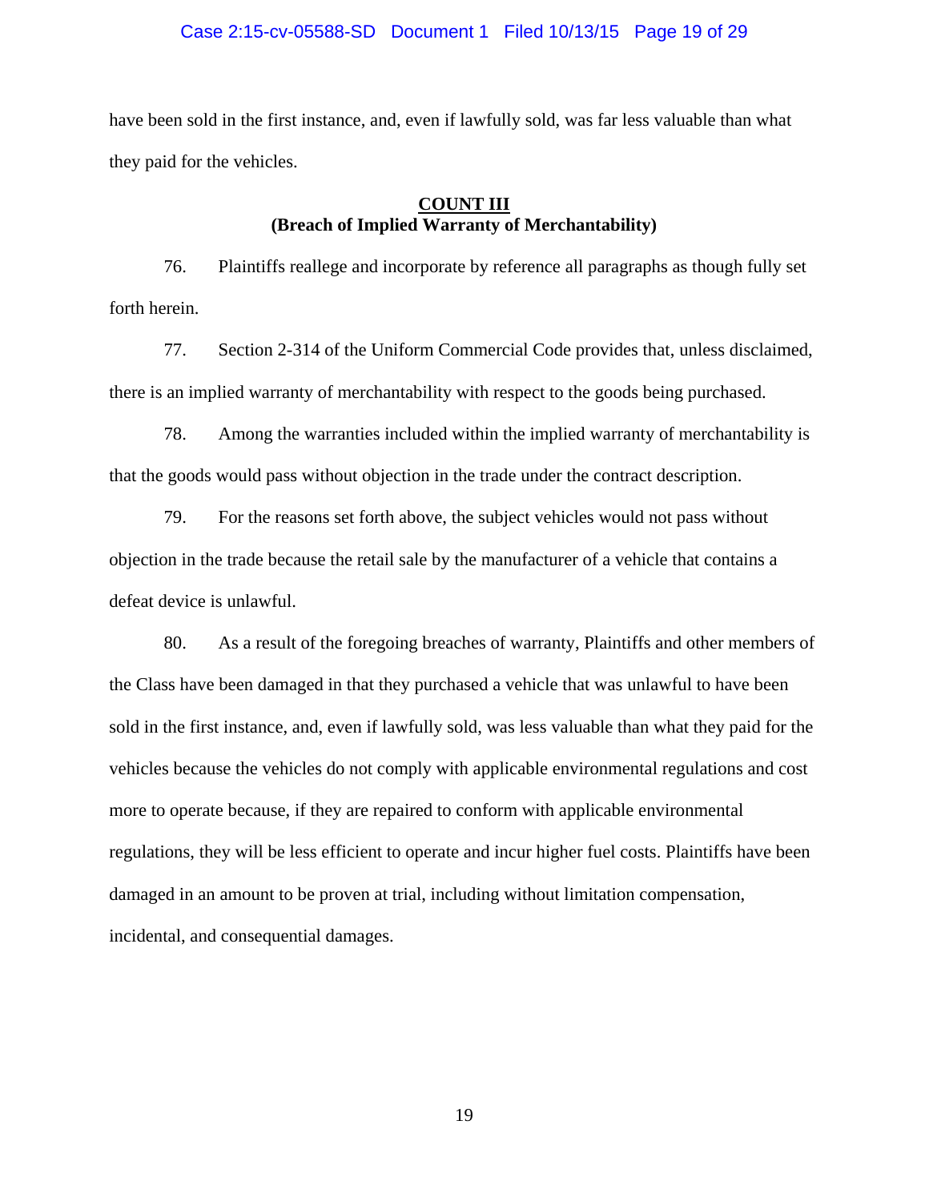have been sold in the first instance, and, even if lawfully sold, was far less valuable than what they paid for the vehicles.

**COUNT III**
**(Breach of Implied Warranty of Merchantability)**

76. Plaintiffs reallege and incorporate by reference all paragraphs as though fully set forth herein.

77. Section 2-314 of the Uniform Commercial Code provides that, unless disclaimed, there is an implied warranty of merchantability with respect to the goods being purchased.

78. Among the warranties included within the implied warranty of merchantability is that the goods would pass without objection in the trade under the contract description.

79. For the reasons set forth above, the subject vehicles would not pass without objection in the trade because the retail sale by the manufacturer of a vehicle that contains a defeat device is unlawful.

80. As a result of the foregoing breaches of warranty, Plaintiffs and other members of the Class have been damaged in that they purchased a vehicle that was unlawful to have been sold in the first instance, and, even if lawfully sold, was less valuable than what they paid for the vehicles because the vehicles do not comply with applicable environmental regulations and cost more to operate because, if they are repaired to conform with applicable environmental regulations, they will be less efficient to operate and incur higher fuel costs. Plaintiffs have been damaged in an amount to be proven at trial, including without limitation compensation, incidental, and consequential damages.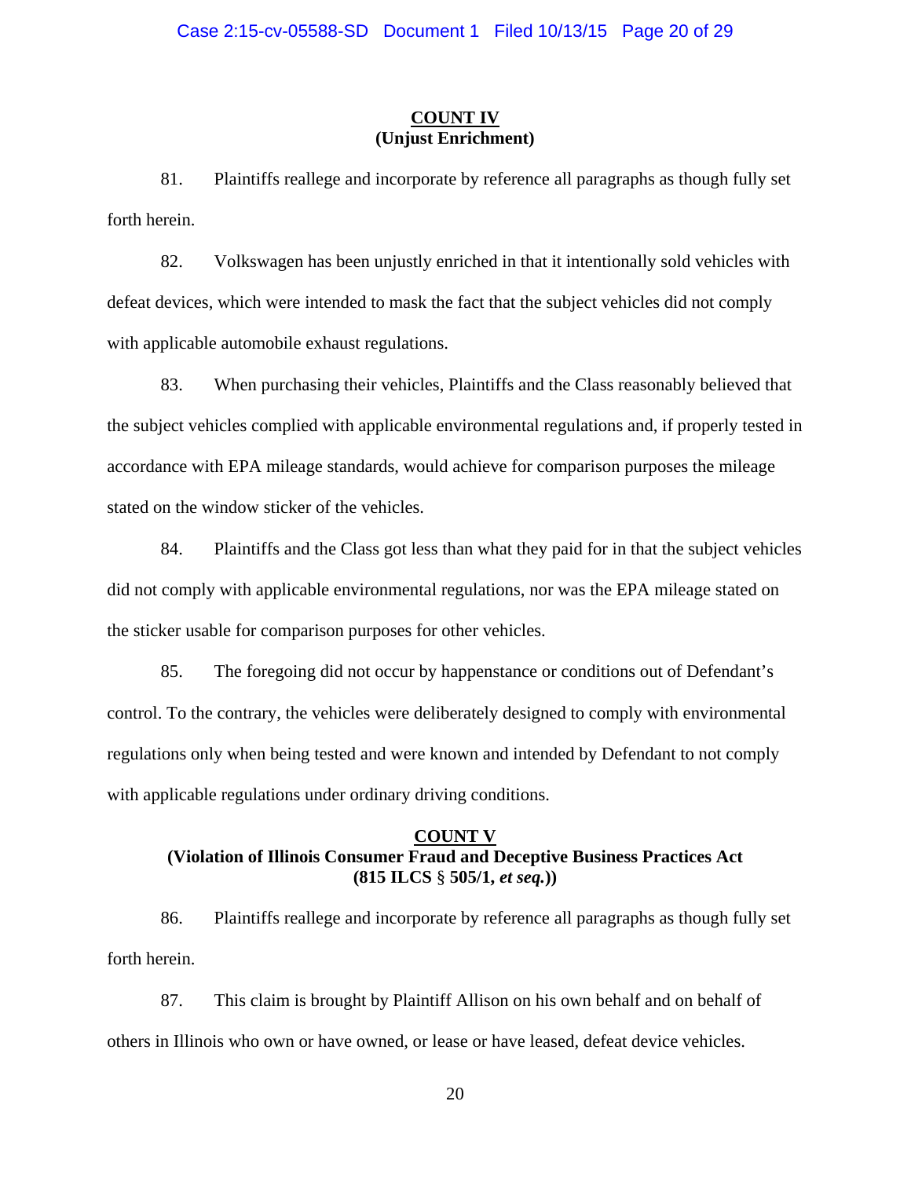## COUNT IV
## (Unjust Enrichment)

81. Plaintiffs reallege and incorporate by reference all paragraphs as though fully set forth herein.

82. Volkswagen has been unjustly enriched in that it intentionally sold vehicles with defeat devices, which were intended to mask the fact that the subject vehicles did not comply with applicable automobile exhaust regulations.

83. When purchasing their vehicles, Plaintiffs and the Class reasonably believed that the subject vehicles complied with applicable environmental regulations and, if properly tested in accordance with EPA mileage standards, would achieve for comparison purposes the mileage stated on the window sticker of the vehicles.

84. Plaintiffs and the Class got less than what they paid for in that the subject vehicles did not comply with applicable environmental regulations, nor was the EPA mileage stated on the sticker usable for comparison purposes for other vehicles.

85. The foregoing did not occur by happenstance or conditions out of Defendant's control. To the contrary, the vehicles were deliberately designed to comply with environmental regulations only when being tested and were known and intended by Defendant to not comply with applicable regulations under ordinary driving conditions.

## COUNT V
## (Violation of Illinois Consumer Fraud and Deceptive Business Practices Act (815 ILCS § 505/1, *et seq.*))

86. Plaintiffs reallege and incorporate by reference all paragraphs as though fully set forth herein.

87. This claim is brought by Plaintiff Allison on his own behalf and on behalf of others in Illinois who own or have owned, or lease or have leased, defeat device vehicles.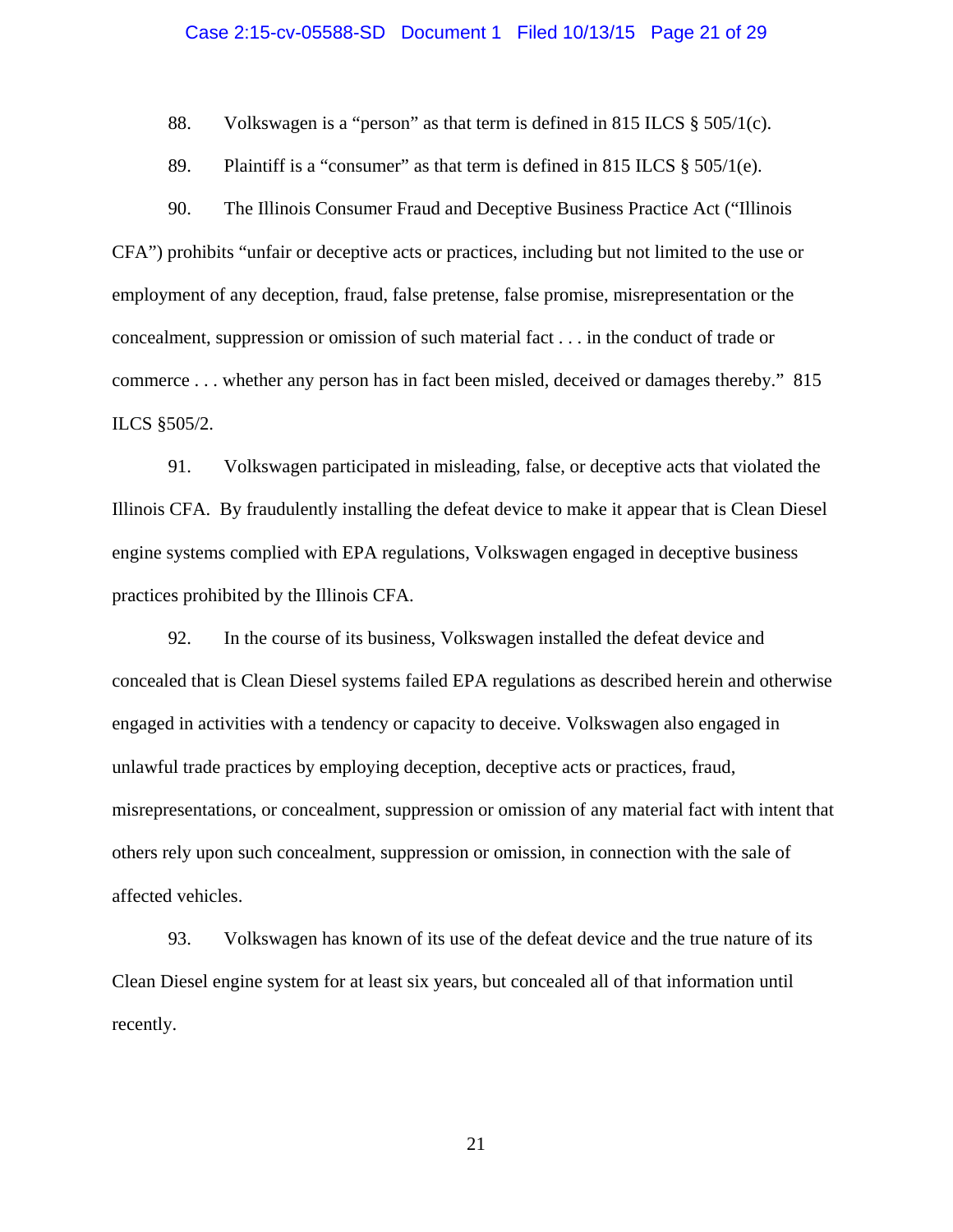88. Volkswagen is a "person" as that term is defined in 815 ILCS § 505/1(c).

89. Plaintiff is a "consumer" as that term is defined in 815 ILCS § 505/1(e).

90. The Illinois Consumer Fraud and Deceptive Business Practice Act ("Illinois CFA") prohibits "unfair or deceptive acts or practices, including but not limited to the use or employment of any deception, fraud, false pretense, false promise, misrepresentation or the concealment, suppression or omission of such material fact . . . in the conduct of trade or commerce . . . whether any person has in fact been misled, deceived or damages thereby." 815 ILCS §505/2.

91. Volkswagen participated in misleading, false, or deceptive acts that violated the Illinois CFA. By fraudulently installing the defeat device to make it appear that is Clean Diesel engine systems complied with EPA regulations, Volkswagen engaged in deceptive business practices prohibited by the Illinois CFA.

92. In the course of its business, Volkswagen installed the defeat device and concealed that is Clean Diesel systems failed EPA regulations as described herein and otherwise engaged in activities with a tendency or capacity to deceive. Volkswagen also engaged in unlawful trade practices by employing deception, deceptive acts or practices, fraud, misrepresentations, or concealment, suppression or omission of any material fact with intent that others rely upon such concealment, suppression or omission, in connection with the sale of affected vehicles.

93. Volkswagen has known of its use of the defeat device and the true nature of its Clean Diesel engine system for at least six years, but concealed all of that information until recently.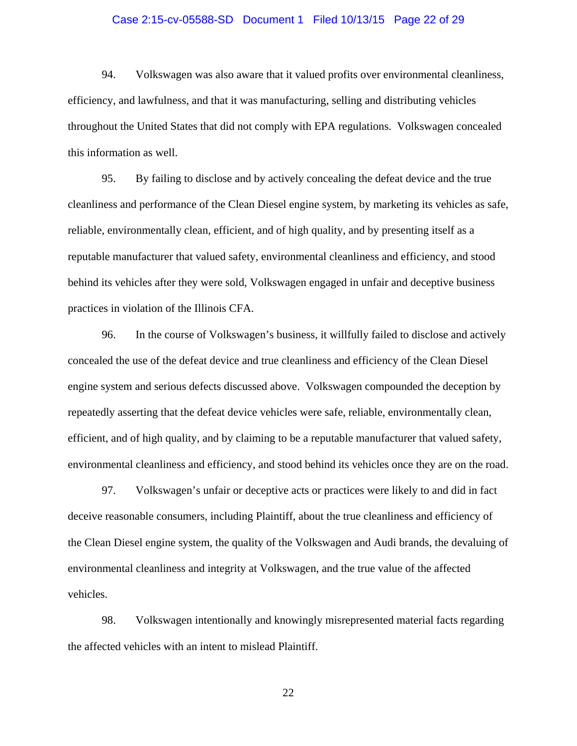94. Volkswagen was also aware that it valued profits over environmental cleanliness, efficiency, and lawfulness, and that it was manufacturing, selling and distributing vehicles throughout the United States that did not comply with EPA regulations. Volkswagen concealed this information as well.

95. By failing to disclose and by actively concealing the defeat device and the true cleanliness and performance of the Clean Diesel engine system, by marketing its vehicles as safe, reliable, environmentally clean, efficient, and of high quality, and by presenting itself as a reputable manufacturer that valued safety, environmental cleanliness and efficiency, and stood behind its vehicles after they were sold, Volkswagen engaged in unfair and deceptive business practices in violation of the Illinois CFA.

96. In the course of Volkswagen's business, it willfully failed to disclose and actively concealed the use of the defeat device and true cleanliness and efficiency of the Clean Diesel engine system and serious defects discussed above. Volkswagen compounded the deception by repeatedly asserting that the defeat device vehicles were safe, reliable, environmentally clean, efficient, and of high quality, and by claiming to be a reputable manufacturer that valued safety, environmental cleanliness and efficiency, and stood behind its vehicles once they are on the road.

97. Volkswagen's unfair or deceptive acts or practices were likely to and did in fact deceive reasonable consumers, including Plaintiff, about the true cleanliness and efficiency of the Clean Diesel engine system, the quality of the Volkswagen and Audi brands, the devaluing of environmental cleanliness and integrity at Volkswagen, and the true value of the affected vehicles.

98. Volkswagen intentionally and knowingly misrepresented material facts regarding the affected vehicles with an intent to mislead Plaintiff.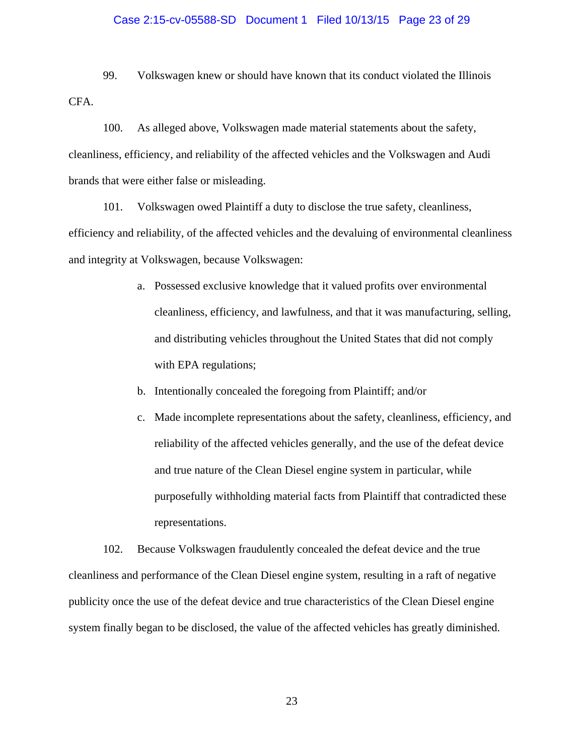99. Volkswagen knew or should have known that its conduct violated the Illinois CFA.

100. As alleged above, Volkswagen made material statements about the safety, cleanliness, efficiency, and reliability of the affected vehicles and the Volkswagen and Audi brands that were either false or misleading.

101. Volkswagen owed Plaintiff a duty to disclose the true safety, cleanliness, efficiency and reliability, of the affected vehicles and the devaluing of environmental cleanliness and integrity at Volkswagen, because Volkswagen:

a. Possessed exclusive knowledge that it valued profits over environmental cleanliness, efficiency, and lawfulness, and that it was manufacturing, selling, and distributing vehicles throughout the United States that did not comply with EPA regulations;

b. Intentionally concealed the foregoing from Plaintiff; and/or

c. Made incomplete representations about the safety, cleanliness, efficiency, and reliability of the affected vehicles generally, and the use of the defeat device and true nature of the Clean Diesel engine system in particular, while purposefully withholding material facts from Plaintiff that contradicted these representations.

102. Because Volkswagen fraudulently concealed the defeat device and the true cleanliness and performance of the Clean Diesel engine system, resulting in a raft of negative publicity once the use of the defeat device and true characteristics of the Clean Diesel engine system finally began to be disclosed, the value of the affected vehicles has greatly diminished.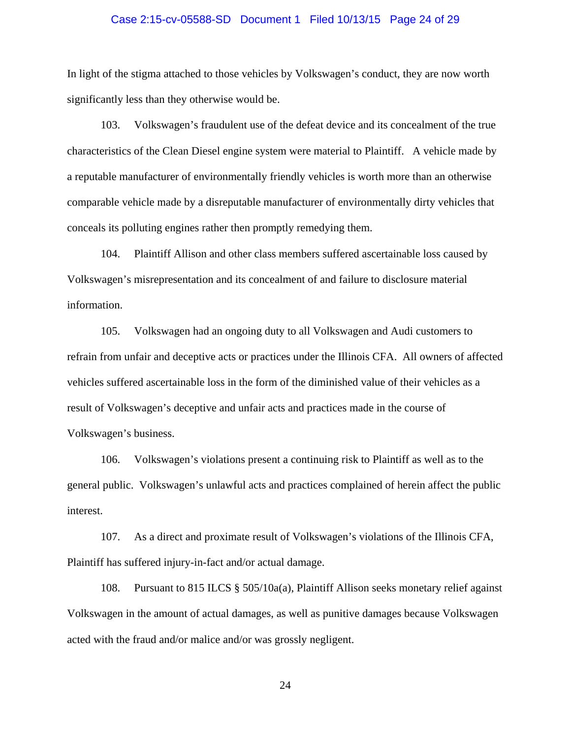In light of the stigma attached to those vehicles by Volkswagen's conduct, they are now worth significantly less than they otherwise would be.

103. Volkswagen's fraudulent use of the defeat device and its concealment of the true characteristics of the Clean Diesel engine system were material to Plaintiff. A vehicle made by a reputable manufacturer of environmentally friendly vehicles is worth more than an otherwise comparable vehicle made by a disreputable manufacturer of environmentally dirty vehicles that conceals its polluting engines rather then promptly remedying them.

104. Plaintiff Allison and other class members suffered ascertainable loss caused by Volkswagen's misrepresentation and its concealment of and failure to disclosure material information.

105. Volkswagen had an ongoing duty to all Volkswagen and Audi customers to refrain from unfair and deceptive acts or practices under the Illinois CFA. All owners of affected vehicles suffered ascertainable loss in the form of the diminished value of their vehicles as a result of Volkswagen's deceptive and unfair acts and practices made in the course of Volkswagen's business.

106. Volkswagen's violations present a continuing risk to Plaintiff as well as to the general public. Volkswagen's unlawful acts and practices complained of herein affect the public interest.

107. As a direct and proximate result of Volkswagen's violations of the Illinois CFA, Plaintiff has suffered injury-in-fact and/or actual damage.

108. Pursuant to 815 ILCS § 505/10a(a), Plaintiff Allison seeks monetary relief against Volkswagen in the amount of actual damages, as well as punitive damages because Volkswagen acted with the fraud and/or malice and/or was grossly negligent.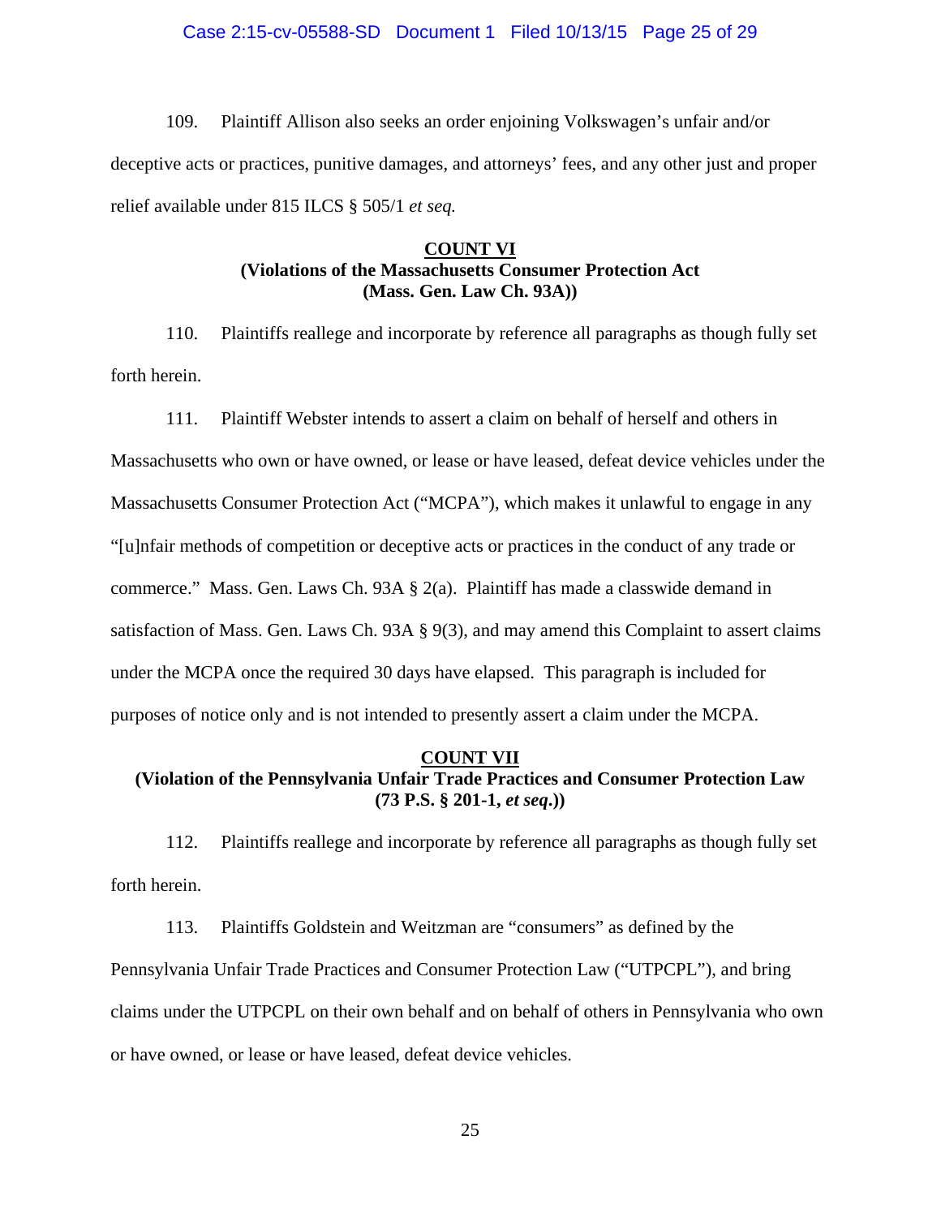109. Plaintiff Allison also seeks an order enjoining Volkswagen's unfair and/or deceptive acts or practices, punitive damages, and attorneys' fees, and any other just and proper relief available under 815 ILCS § 505/1 *et seq.*

**COUNT VI**
**(Violations of the Massachusetts Consumer Protection Act (Mass. Gen. Law Ch. 93A))**

110. Plaintiffs reallege and incorporate by reference all paragraphs as though fully set forth herein.

111. Plaintiff Webster intends to assert a claim on behalf of herself and others in Massachusetts who own or have owned, or lease or have leased, defeat device vehicles under the Massachusetts Consumer Protection Act ("MCPA"), which makes it unlawful to engage in any "[u]nfair methods of competition or deceptive acts or practices in the conduct of any trade or commerce." Mass. Gen. Laws Ch. 93A § 2(a). Plaintiff has made a classwide demand in satisfaction of Mass. Gen. Laws Ch. 93A § 9(3), and may amend this Complaint to assert claims under the MCPA once the required 30 days have elapsed. This paragraph is included for purposes of notice only and is not intended to presently assert a claim under the MCPA.

**COUNT VII**
**(Violation of the Pennsylvania Unfair Trade Practices and Consumer Protection Law (73 P.S. § 201-1, *et seq*.))**

112. Plaintiffs reallege and incorporate by reference all paragraphs as though fully set forth herein.

113. Plaintiffs Goldstein and Weitzman are "consumers" as defined by the Pennsylvania Unfair Trade Practices and Consumer Protection Law ("UTPCPL"), and bring claims under the UTPCPL on their own behalf and on behalf of others in Pennsylvania who own or have owned, or lease or have leased, defeat device vehicles.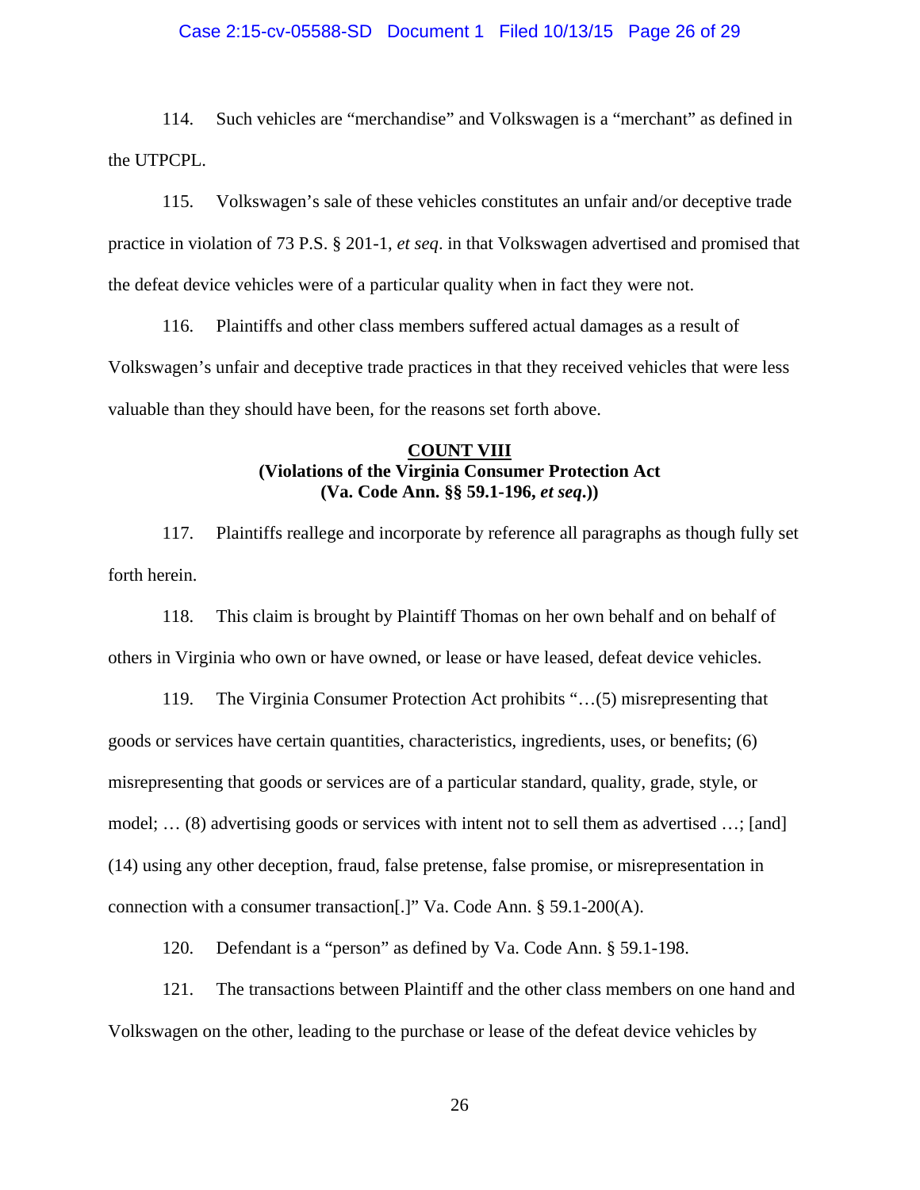114. Such vehicles are "merchandise" and Volkswagen is a "merchant" as defined in the UTPCPL.

115. Volkswagen's sale of these vehicles constitutes an unfair and/or deceptive trade practice in violation of 73 P.S. § 201-1, *et seq*. in that Volkswagen advertised and promised that the defeat device vehicles were of a particular quality when in fact they were not.

116. Plaintiffs and other class members suffered actual damages as a result of Volkswagen's unfair and deceptive trade practices in that they received vehicles that were less valuable than they should have been, for the reasons set forth above.

**COUNT VIII**
**(Violations of the Virginia Consumer Protection Act**
**(Va. Code Ann. §§ 59.1-196, *et seq*.))**

117. Plaintiffs reallege and incorporate by reference all paragraphs as though fully set forth herein.

118. This claim is brought by Plaintiff Thomas on her own behalf and on behalf of others in Virginia who own or have owned, or lease or have leased, defeat device vehicles.

119. The Virginia Consumer Protection Act prohibits "…(5) misrepresenting that goods or services have certain quantities, characteristics, ingredients, uses, or benefits; (6) misrepresenting that goods or services are of a particular standard, quality, grade, style, or model; … (8) advertising goods or services with intent not to sell them as advertised …; [and] (14) using any other deception, fraud, false pretense, false promise, or misrepresentation in connection with a consumer transaction[.]" Va. Code Ann. § 59.1-200(A).

120. Defendant is a "person" as defined by Va. Code Ann. § 59.1-198.

121. The transactions between Plaintiff and the other class members on one hand and Volkswagen on the other, leading to the purchase or lease of the defeat device vehicles by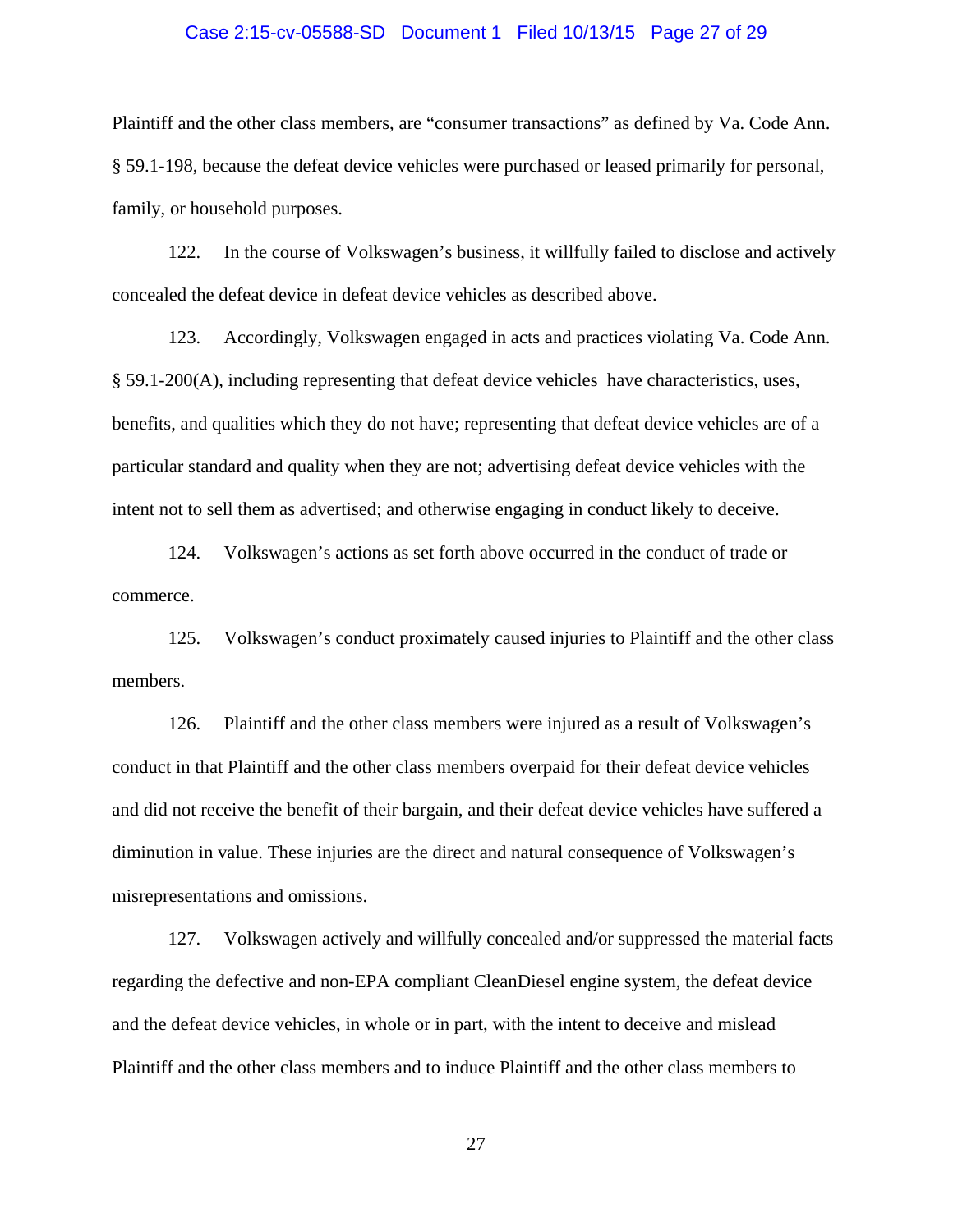Plaintiff and the other class members, are "consumer transactions" as defined by Va. Code Ann. § 59.1-198, because the defeat device vehicles were purchased or leased primarily for personal, family, or household purposes.

122. In the course of Volkswagen's business, it willfully failed to disclose and actively concealed the defeat device in defeat device vehicles as described above.

123. Accordingly, Volkswagen engaged in acts and practices violating Va. Code Ann. § 59.1-200(A), including representing that defeat device vehicles have characteristics, uses, benefits, and qualities which they do not have; representing that defeat device vehicles are of a particular standard and quality when they are not; advertising defeat device vehicles with the intent not to sell them as advertised; and otherwise engaging in conduct likely to deceive.

124. Volkswagen's actions as set forth above occurred in the conduct of trade or commerce.

125. Volkswagen's conduct proximately caused injuries to Plaintiff and the other class members.

126. Plaintiff and the other class members were injured as a result of Volkswagen's conduct in that Plaintiff and the other class members overpaid for their defeat device vehicles and did not receive the benefit of their bargain, and their defeat device vehicles have suffered a diminution in value. These injuries are the direct and natural consequence of Volkswagen's misrepresentations and omissions.

127. Volkswagen actively and willfully concealed and/or suppressed the material facts regarding the defective and non-EPA compliant CleanDiesel engine system, the defeat device and the defeat device vehicles, in whole or in part, with the intent to deceive and mislead Plaintiff and the other class members and to induce Plaintiff and the other class members to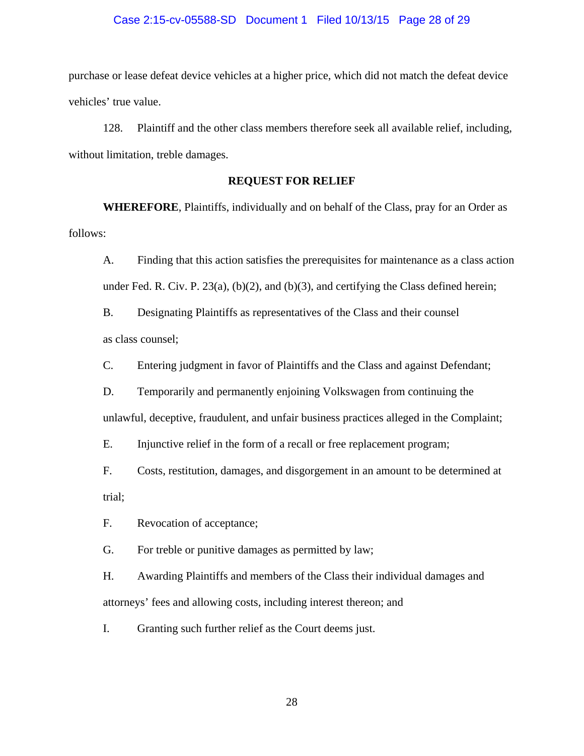purchase or lease defeat device vehicles at a higher price, which did not match the defeat device vehicles' true value.

128. Plaintiff and the other class members therefore seek all available relief, including, without limitation, treble damages.

**REQUEST FOR RELIEF**

**WHEREFORE**, Plaintiffs, individually and on behalf of the Class, pray for an Order as follows:

A. Finding that this action satisfies the prerequisites for maintenance as a class action under Fed. R. Civ. P. 23(a), (b)(2), and (b)(3), and certifying the Class defined herein;

B. Designating Plaintiffs as representatives of the Class and their counsel as class counsel;

C. Entering judgment in favor of Plaintiffs and the Class and against Defendant;

D. Temporarily and permanently enjoining Volkswagen from continuing the unlawful, deceptive, fraudulent, and unfair business practices alleged in the Complaint;

E. Injunctive relief in the form of a recall or free replacement program;

F. Costs, restitution, damages, and disgorgement in an amount to be determined at trial;

F. Revocation of acceptance;

G. For treble or punitive damages as permitted by law;

H. Awarding Plaintiffs and members of the Class their individual damages and attorneys' fees and allowing costs, including interest thereon; and

I. Granting such further relief as the Court deems just.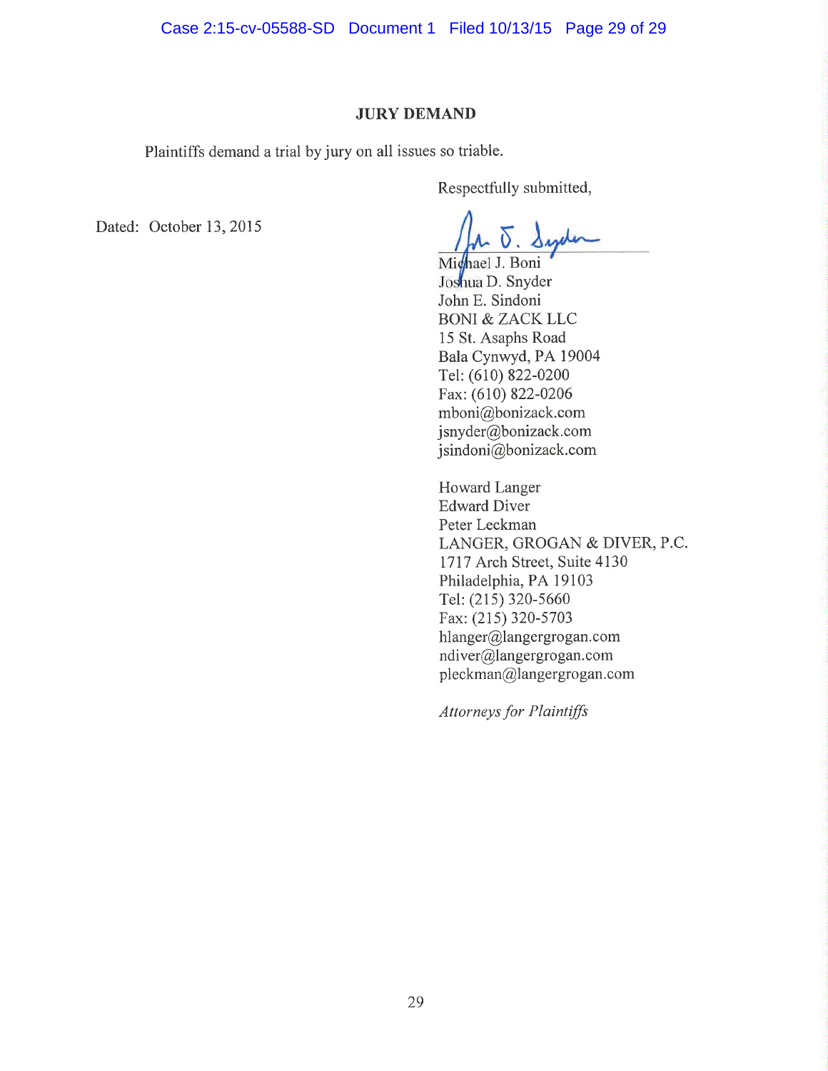## JURY DEMAND

Plaintiffs demand a trial by jury on all issues so triable.

Respectfully submitted,

Dated: October 13, 2015

Michael J. Boni
Joshua D. Snyder
John E. Sindoni
BONI & ZACK LLC
15 St. Asaphs Road
Bala Cynwyd, PA 19004
Tel: (610) 822-0200
Fax: (610) 822-0206
mboni@bonizack.com
jsnyder@bonizack.com
jsindoni@bonizack.com

Howard Langer
Edward Diver
Peter Leckman
LANGER, GROGAN & DIVER, P.C.
1717 Arch Street, Suite 4130
Philadelphia, PA 19103
Tel: (215) 320-5660
Fax: (215) 320-5703
hlanger@langergrogan.com
ndiver@langergrogan.com
pleckman@langergrogan.com

*Attorneys for Plaintiffs*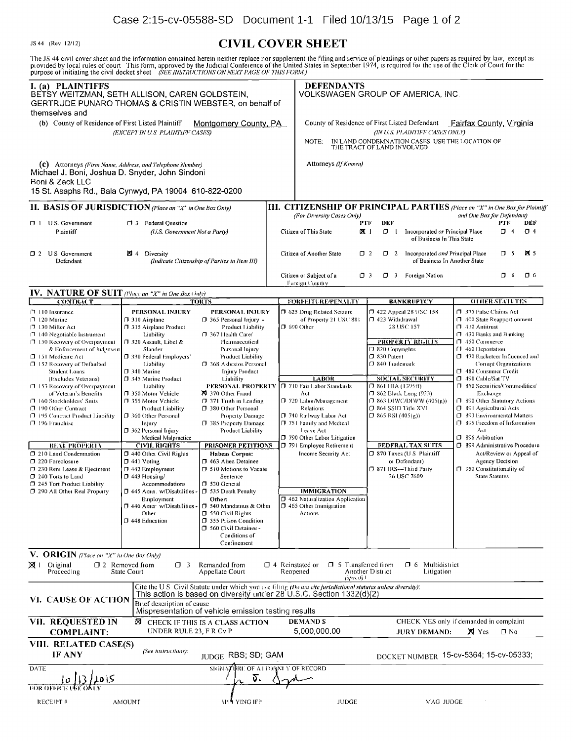Case 2:15-cv-05588-SD Document 1-1 Filed 10/13/15 Page 1 of 2

JS 44 (Rev 12/12)

# CIVIL COVER SHEET

The JS 44 civil cover sheet and the information contained herein neither replace nor supplement the filing and service of pleadings or other papers as required by law, except as provided by local rules of court. This form, approved by the Judicial Conference of the United States in September 1974, is required for the use of the Clerk of Court for the purpose of initiating the civil docket sheet. *(SEE INSTRUCTIONS ON NEXT PAGE OF THIS FORM.)*

## I. (a) PLAINTIFFS

BETSY WEITZMAN, SETH ALLISON, CAREN GOLDSTEIN, GERTRUDE PUNARO THOMAS & CRISTIN WEBSTER, on behalf of themselves and

**(b)** County of Residence of First Listed Plaintiff: Montgomery County, PA
*(EXCEPT IN U.S. PLAINTIFF CASES)*

**(c)** Attorneys *(Firm Name, Address, and Telephone Number)*
Michael J. Boni, Joshua D. Snyder, John Sindoni
Boni & Zack LLC
15 St. Asaphs Rd., Bala Cynwyd, PA 19004 610-822-0200

## DEFENDANTS

VOLKSWAGEN GROUP OF AMERICA, INC.

County of Residence of First Listed Defendant: Fairfax County, Virginia
*(IN U.S. PLAINTIFF CASES ONLY)*

NOTE: IN LAND CONDEMNATION CASES, USE THE LOCATION OF THE TRACT OF LAND INVOLVED

Attorneys *(If Known)*

## II. BASIS OF JURISDICTION *(Place an "X" in One Box Only)*

- ☐ 1 U.S. Government Plaintiff
- ☐ 3 Federal Question *(U.S. Government Not a Party)*
- ☐ 2 U.S. Government Defendant
- ☒ 4 Diversity *(Indicate Citizenship of Parties in Item III)*

## III. CITIZENSHIP OF PRINCIPAL PARTIES *(Place an "X" in One Box for Plaintiff and One Box for Defendant)* *(For Diversity Cases Only)*

| | PTF | DEF | | PTF | DEF |
|---|---|---|---|---|---|
| Citizen of This State | ☒ 1 | ☐ 1 | Incorporated *or* Principal Place of Business In This State | ☐ 4 | ☐ 4 |
| Citizen of Another State | ☐ 2 | ☐ 2 | Incorporated *and* Principal Place of Business In Another State | ☐ 5 | ☒ 5 |
| Citizen or Subject of a Foreign Country | ☐ 3 | ☐ 3 | Foreign Nation | ☐ 6 | ☐ 6 |

## IV. NATURE OF SUIT *(Place an "X" in One Box Only)*

**CONTRACT**
- ☐ 110 Insurance
- ☐ 120 Marine
- ☐ 130 Miller Act
- ☐ 140 Negotiable Instrument
- ☐ 150 Recovery of Overpayment & Enforcement of Judgment
- ☐ 151 Medicare Act
- ☐ 152 Recovery of Defaulted Student Loans (Excludes Veterans)
- ☐ 153 Recovery of Overpayment of Veteran's Benefits
- ☐ 160 Stockholders' Suits
- ☐ 190 Other Contract
- ☐ 195 Contract Product Liability
- ☐ 196 Franchise

**REAL PROPERTY**
- ☐ 210 Land Condemnation
- ☐ 220 Foreclosure
- ☐ 230 Rent Lease & Ejectment
- ☐ 240 Torts to Land
- ☐ 245 Tort Product Liability
- ☐ 290 All Other Real Property

**TORTS — PERSONAL INJURY**
- ☐ 310 Airplane
- ☐ 315 Airplane Product Liability
- ☐ 320 Assault, Libel & Slander
- ☐ 330 Federal Employers' Liability
- ☐ 340 Marine
- ☐ 345 Marine Product Liability
- ☐ 350 Motor Vehicle
- ☐ 355 Motor Vehicle Product Liability
- ☐ 360 Other Personal Injury
- ☐ 362 Personal Injury - Medical Malpractice

**PERSONAL INJURY**
- ☐ 365 Personal Injury - Product Liability
- ☐ 367 Health Care/ Pharmaceutical Personal Injury Product Liability
- ☐ 368 Asbestos Personal Injury Product Liability

**PERSONAL PROPERTY**
- ☒ 370 Other Fraud
- ☐ 371 Truth in Lending
- ☐ 380 Other Personal Property Damage
- ☐ 385 Property Damage Product Liability

**CIVIL RIGHTS**
- ☐ 440 Other Civil Rights
- ☐ 441 Voting
- ☐ 442 Employment
- ☐ 443 Housing/ Accommodations
- ☐ 445 Amer. w/Disabilities - Employment
- ☐ 446 Amer. w/Disabilities - Other
- ☐ 448 Education

**PRISONER PETITIONS**
Habeas Corpus:
- ☐ 463 Alien Detainee
- ☐ 510 Motions to Vacate Sentence
- ☐ 530 General
- ☐ 535 Death Penalty

Other:
- ☐ 540 Mandamus & Other
- ☐ 550 Civil Rights
- ☐ 555 Prison Condition
- ☐ 560 Civil Detainee - Conditions of Confinement

**FORFEITURE/PENALTY**
- ☐ 625 Drug Related Seizure of Property 21 USC 881
- ☐ 690 Other

**LABOR**
- ☐ 710 Fair Labor Standards Act
- ☐ 720 Labor/Management Relations
- ☐ 740 Railway Labor Act
- ☐ 751 Family and Medical Leave Act
- ☐ 790 Other Labor Litigation
- ☐ 791 Employee Retirement Income Security Act

**IMMIGRATION**
- ☐ 462 Naturalization Application
- ☐ 465 Other Immigration Actions

**BANKRUPTCY**
- ☐ 422 Appeal 28 USC 158
- ☐ 423 Withdrawal 28 USC 157

**PROPERTY RIGHTS**
- ☐ 820 Copyrights
- ☐ 830 Patent
- ☐ 840 Trademark

**SOCIAL SECURITY**
- ☐ 861 HIA (1395ff)
- ☐ 862 Black Lung (923)
- ☐ 863 DIWC/DIWW (405(g))
- ☐ 864 SSID Title XVI
- ☐ 865 RSI (405(g))

**FEDERAL TAX SUITS**
- ☐ 870 Taxes (U.S. Plaintiff or Defendant)
- ☐ 871 IRS—Third Party 26 USC 7609

**OTHER STATUTES**
- ☐ 375 False Claims Act
- ☐ 400 State Reapportionment
- ☐ 410 Antitrust
- ☐ 430 Banks and Banking
- ☐ 450 Commerce
- ☐ 460 Deportation
- ☐ 470 Racketeer Influenced and Corrupt Organizations
- ☐ 480 Consumer Credit
- ☐ 490 Cable/Sat TV
- ☐ 850 Securities/Commodities/ Exchange
- ☐ 890 Other Statutory Actions
- ☐ 891 Agricultural Acts
- ☐ 893 Environmental Matters
- ☐ 895 Freedom of Information Act
- ☐ 896 Arbitration
- ☐ 899 Administrative Procedure Act/Review or Appeal of Agency Decision
- ☐ 950 Constitutionality of State Statutes

## V. ORIGIN *(Place an "X" in One Box Only)*

☒ 1 Original Proceeding ☐ 2 Removed from State Court ☐ 3 Remanded from Appellate Court ☐ 4 Reinstated or Reopened ☐ 5 Transferred from Another District *(specify)* ☐ 6 Multidistrict Litigation

## VI. CAUSE OF ACTION

Cite the U.S. Civil Statute under which you are filing *(Do not cite jurisdictional statutes unless diversity)*:
This action is based on diversity under 28 U.S.C. Section 1332(d)(2)

Brief description of cause:
Mispresentation of vehicle emission testing results

## VII. REQUESTED IN COMPLAINT:

☒ CHECK IF THIS IS A CLASS ACTION UNDER RULE 23, F.R.Cv.P.

DEMAND $ 5,000,000.00

CHECK YES only if demanded in complaint: JURY DEMAND: ☒ Yes ☐ No

## VIII. RELATED CASE(S) IF ANY

*(See instructions)*: JUDGE RBS; SD; GAM DOCKET NUMBER 15-cv-5364; 15-cv-05333;

DATE: 10/13/2015 SIGNATURE OF ATTORNEY OF RECORD: J. D. Snyder

FOR OFFICE USE ONLY

RECEIPT # AMOUNT APPLYING IFP JUDGE MAG. JUDGE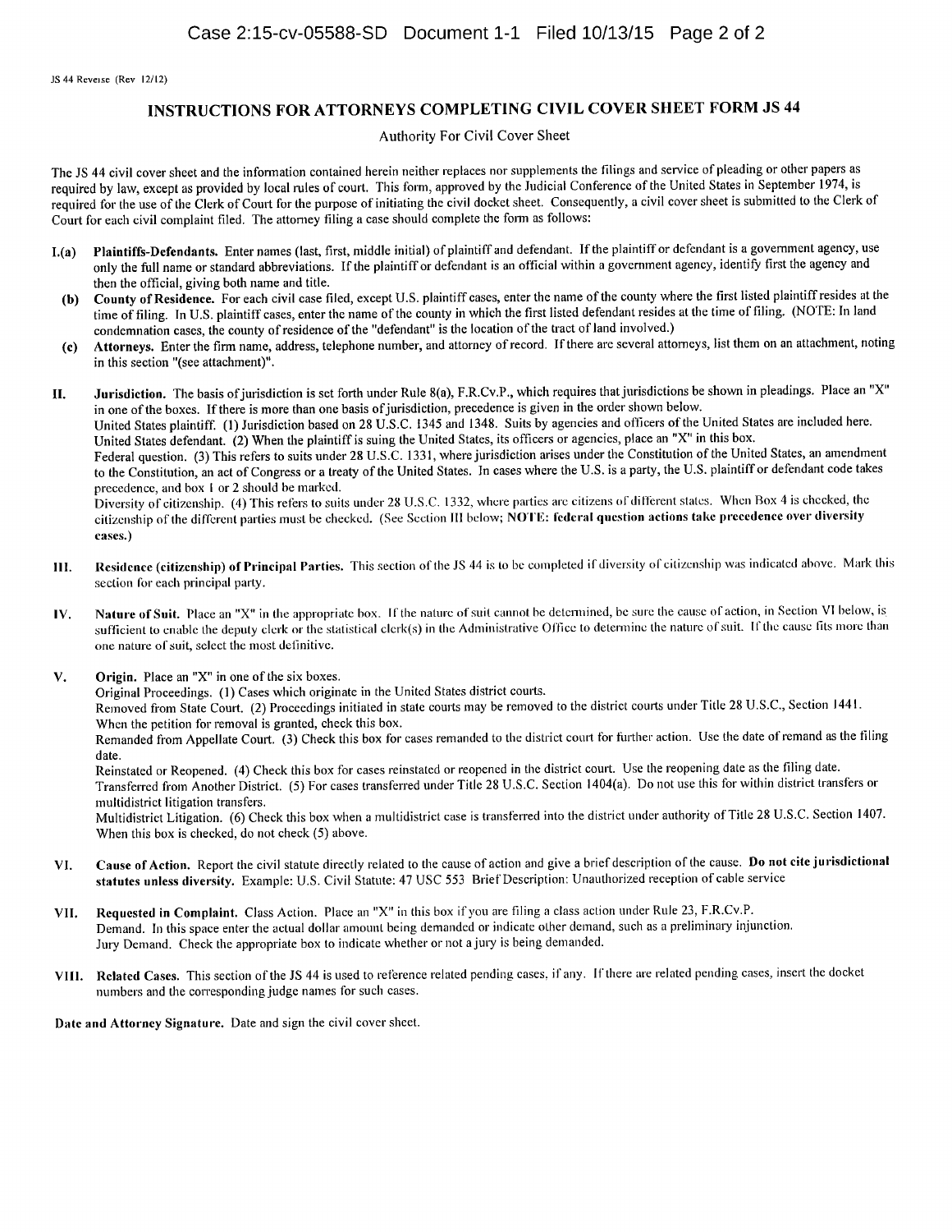JS 44 Reverse (Rev 12/12)

# INSTRUCTIONS FOR ATTORNEYS COMPLETING CIVIL COVER SHEET FORM JS 44

Authority For Civil Cover Sheet

The JS 44 civil cover sheet and the information contained herein neither replaces nor supplements the filings and service of pleading or other papers as required by law, except as provided by local rules of court. This form, approved by the Judicial Conference of the United States in September 1974, is required for the use of the Clerk of Court for the purpose of initiating the civil docket sheet. Consequently, a civil cover sheet is submitted to the Clerk of Court for each civil complaint filed. The attorney filing a case should complete the form as follows:

**I.(a) Plaintiffs-Defendants.** Enter names (last, first, middle initial) of plaintiff and defendant. If the plaintiff or defendant is a government agency, use only the full name or standard abbreviations. If the plaintiff or defendant is an official within a government agency, identify first the agency and then the official, giving both name and title.

**(b) County of Residence.** For each civil case filed, except U.S. plaintiff cases, enter the name of the county where the first listed plaintiff resides at the time of filing. In U.S. plaintiff cases, enter the name of the county in which the first listed defendant resides at the time of filing. (NOTE: In land condemnation cases, the county of residence of the "defendant" is the location of the tract of land involved.)

**(c) Attorneys.** Enter the firm name, address, telephone number, and attorney of record. If there are several attorneys, list them on an attachment, noting in this section "(see attachment)".

**II. Jurisdiction.** The basis of jurisdiction is set forth under Rule 8(a), F.R.Cv.P., which requires that jurisdictions be shown in pleadings. Place an "X" in one of the boxes. If there is more than one basis of jurisdiction, precedence is given in the order shown below.
United States plaintiff. (1) Jurisdiction based on 28 U.S.C. 1345 and 1348. Suits by agencies and officers of the United States are included here.
United States defendant. (2) When the plaintiff is suing the United States, its officers or agencies, place an "X" in this box.
Federal question. (3) This refers to suits under 28 U.S.C. 1331, where jurisdiction arises under the Constitution of the United States, an amendment to the Constitution, an act of Congress or a treaty of the United States. In cases where the U.S. is a party, the U.S. plaintiff or defendant code takes precedence, and box 1 or 2 should be marked.
Diversity of citizenship. (4) This refers to suits under 28 U.S.C. 1332, where parties are citizens of different states. When Box 4 is checked, the citizenship of the different parties must be checked. (See Section III below; **NOTE: federal question actions take precedence over diversity cases.**)

**III. Residence (citizenship) of Principal Parties.** This section of the JS 44 is to be completed if diversity of citizenship was indicated above. Mark this section for each principal party.

**IV. Nature of Suit.** Place an "X" in the appropriate box. If the nature of suit cannot be determined, be sure the cause of action, in Section VI below, is sufficient to enable the deputy clerk or the statistical clerk(s) in the Administrative Office to determine the nature of suit. If the cause fits more than one nature of suit, select the most definitive.

**V. Origin.** Place an "X" in one of the six boxes.
Original Proceedings. (1) Cases which originate in the United States district courts.
Removed from State Court. (2) Proceedings initiated in state courts may be removed to the district courts under Title 28 U.S.C., Section 1441. When the petition for removal is granted, check this box.
Remanded from Appellate Court. (3) Check this box for cases remanded to the district court for further action. Use the date of remand as the filing date.
Reinstated or Reopened. (4) Check this box for cases reinstated or reopened in the district court. Use the reopening date as the filing date.
Transferred from Another District. (5) For cases transferred under Title 28 U.S.C. Section 1404(a). Do not use this for within district transfers or multidistrict litigation transfers.
Multidistrict Litigation. (6) Check this box when a multidistrict case is transferred into the district under authority of Title 28 U.S.C. Section 1407. When this box is checked, do not check (5) above.

**VI. Cause of Action.** Report the civil statute directly related to the cause of action and give a brief description of the cause. **Do not cite jurisdictional statutes unless diversity.** Example: U.S. Civil Statute: 47 USC 553 Brief Description: Unauthorized reception of cable service

**VII. Requested in Complaint.** Class Action. Place an "X" in this box if you are filing a class action under Rule 23, F.R.Cv.P.
Demand. In this space enter the actual dollar amount being demanded or indicate other demand, such as a preliminary injunction.
Jury Demand. Check the appropriate box to indicate whether or not a jury is being demanded.

**VIII. Related Cases.** This section of the JS 44 is used to reference related pending cases, if any. If there are related pending cases, insert the docket numbers and the corresponding judge names for such cases.

**Date and Attorney Signature.** Date and sign the civil cover sheet.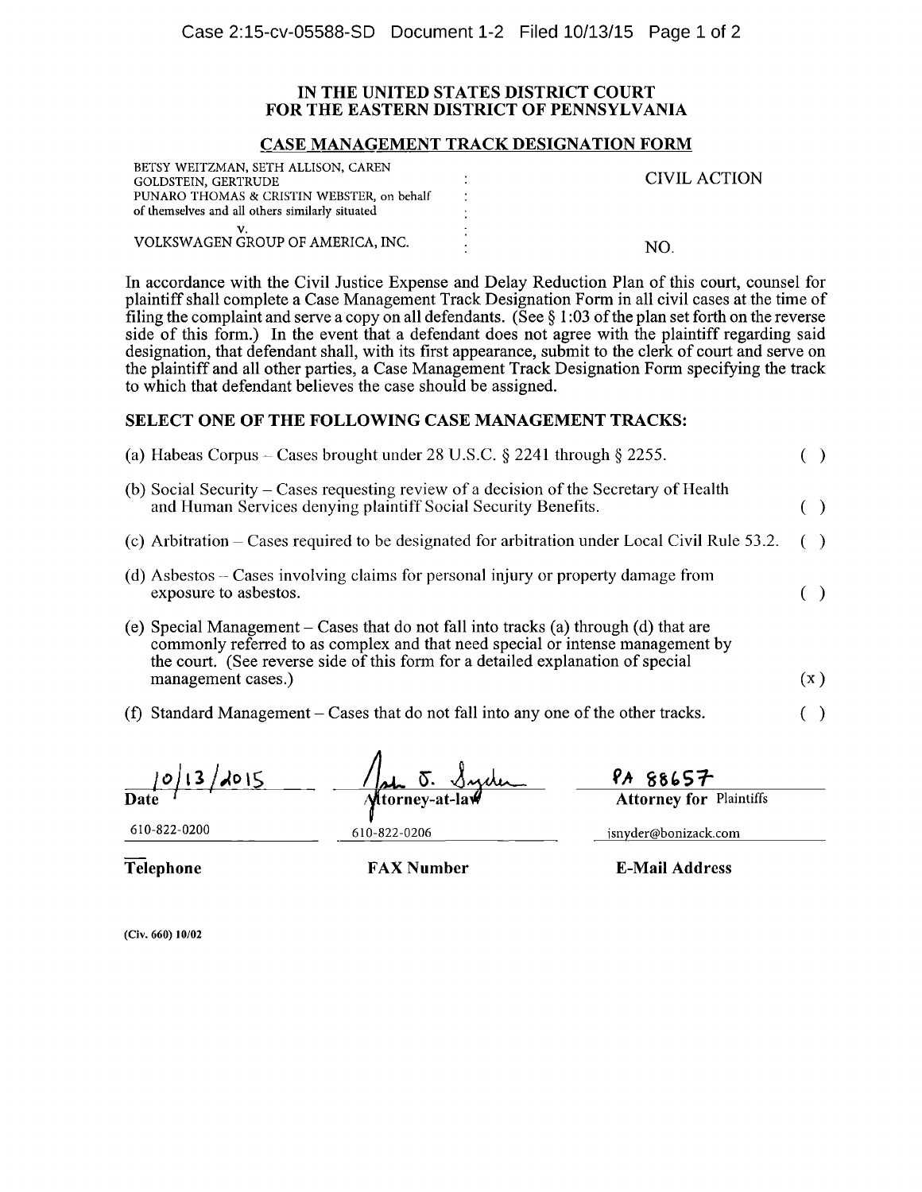**IN THE UNITED STATES DISTRICT COURT**
**FOR THE EASTERN DISTRICT OF PENNSYLVANIA**

**CASE MANAGEMENT TRACK DESIGNATION FORM**

| | | |
|---|---|---|
| BETSY WEITZMAN, SETH ALLISON, CAREN GOLDSTEIN, GERTRUDE PUNARO THOMAS & CRISTIN WEBSTER, on behalf of themselves and all others similarly situated | : | CIVIL ACTION |
| v. | : | |
| VOLKSWAGEN GROUP OF AMERICA, INC. | : | NO. |

In accordance with the Civil Justice Expense and Delay Reduction Plan of this court, counsel for plaintiff shall complete a Case Management Track Designation Form in all civil cases at the time of filing the complaint and serve a copy on all defendants. (See § 1:03 of the plan set forth on the reverse side of this form.) In the event that a defendant does not agree with the plaintiff regarding said designation, that defendant shall, with its first appearance, submit to the clerk of court and serve on the plaintiff and all other parties, a Case Management Track Designation Form specifying the track to which that defendant believes the case should be assigned.

**SELECT ONE OF THE FOLLOWING CASE MANAGEMENT TRACKS:**

(a) Habeas Corpus – Cases brought under 28 U.S.C. § 2241 through § 2255. ( )

(b) Social Security – Cases requesting review of a decision of the Secretary of Health and Human Services denying plaintiff Social Security Benefits. ( )

(c) Arbitration – Cases required to be designated for arbitration under Local Civil Rule 53.2. ( )

(d) Asbestos – Cases involving claims for personal injury or property damage from exposure to asbestos. ( )

(e) Special Management – Cases that do not fall into tracks (a) through (d) that are commonly referred to as complex and that need special or intense management by the court. (See reverse side of this form for a detailed explanation of special management cases.) (x)

(f) Standard Management – Cases that do not fall into any one of the other tracks. ( )

| 10/13/2015 | John S. Snyder | PA 88657 |
|---|---|---|
| **Date** | **Attorney-at-law** | **Attorney for** Plaintiffs |
| 610-822-0200 | 610-822-0206 | jsnyder@bonizack.com |
| **Telephone** | **FAX Number** | **E-Mail Address** |

(Civ. 660) 10/02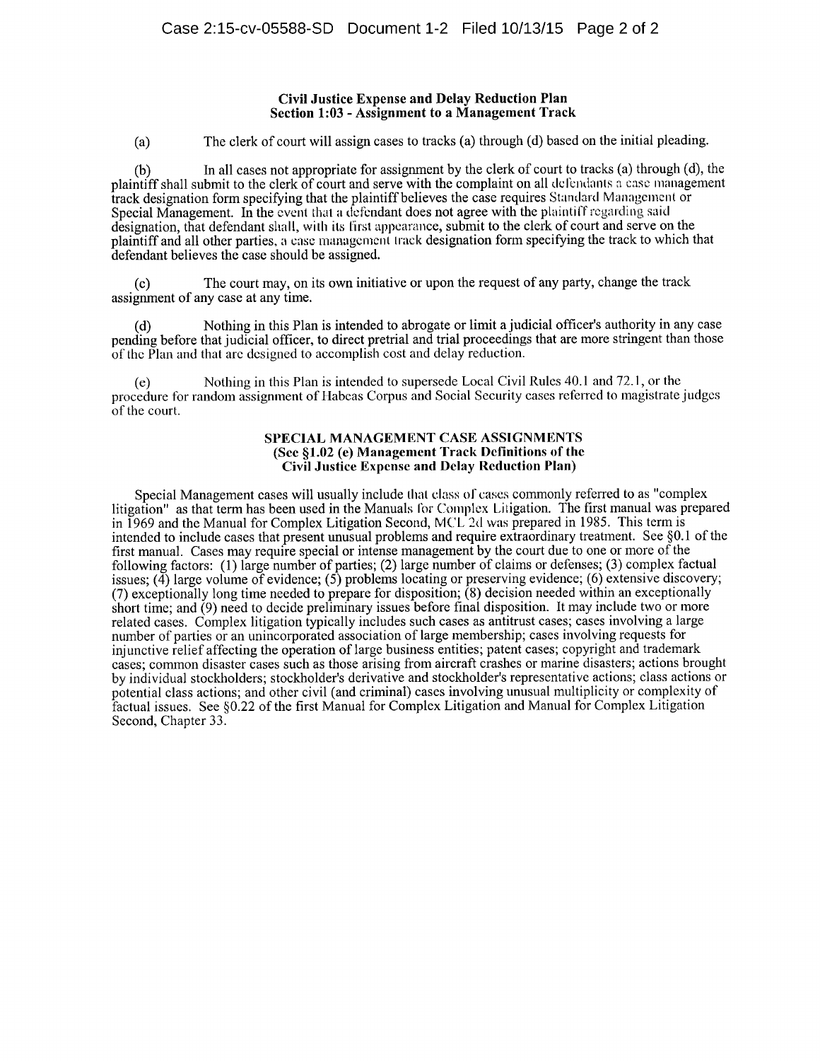**Civil Justice Expense and Delay Reduction Plan**
**Section 1:03 - Assignment to a Management Track**

(a) The clerk of court will assign cases to tracks (a) through (d) based on the initial pleading.

(b) In all cases not appropriate for assignment by the clerk of court to tracks (a) through (d), the plaintiff shall submit to the clerk of court and serve with the complaint on all defendants a case management track designation form specifying that the plaintiff believes the case requires Standard Management or Special Management. In the event that a defendant does not agree with the plaintiff regarding said designation, that defendant shall, with its first appearance, submit to the clerk of court and serve on the plaintiff and all other parties, a case management track designation form specifying the track to which that defendant believes the case should be assigned.

(c) The court may, on its own initiative or upon the request of any party, change the track assignment of any case at any time.

(d) Nothing in this Plan is intended to abrogate or limit a judicial officer's authority in any case pending before that judicial officer, to direct pretrial and trial proceedings that are more stringent than those of the Plan and that are designed to accomplish cost and delay reduction.

(e) Nothing in this Plan is intended to supersede Local Civil Rules 40.1 and 72.1, or the procedure for random assignment of Habeas Corpus and Social Security cases referred to magistrate judges of the court.

**SPECIAL MANAGEMENT CASE ASSIGNMENTS**
**(See §1.02 (e) Management Track Definitions of the Civil Justice Expense and Delay Reduction Plan)**

Special Management cases will usually include that class of cases commonly referred to as "complex litigation" as that term has been used in the Manuals for Complex Litigation. The first manual was prepared in 1969 and the Manual for Complex Litigation Second, MCL 2d was prepared in 1985. This term is intended to include cases that present unusual problems and require extraordinary treatment. See §0.1 of the first manual. Cases may require special or intense management by the court due to one or more of the following factors: (1) large number of parties; (2) large number of claims or defenses; (3) complex factual issues; (4) large volume of evidence; (5) problems locating or preserving evidence; (6) extensive discovery; (7) exceptionally long time needed to prepare for disposition; (8) decision needed within an exceptionally short time; and (9) need to decide preliminary issues before final disposition. It may include two or more related cases. Complex litigation typically includes such cases as antitrust cases; cases involving a large number of parties or an unincorporated association of large membership; cases involving requests for injunctive relief affecting the operation of large business entities; patent cases; copyright and trademark cases; common disaster cases such as those arising from aircraft crashes or marine disasters; actions brought by individual stockholders; stockholder's derivative and stockholder's representative actions; class actions or potential class actions; and other civil (and criminal) cases involving unusual multiplicity or complexity of factual issues. See §0.22 of the first Manual for Complex Litigation and Manual for Complex Litigation Second, Chapter 33.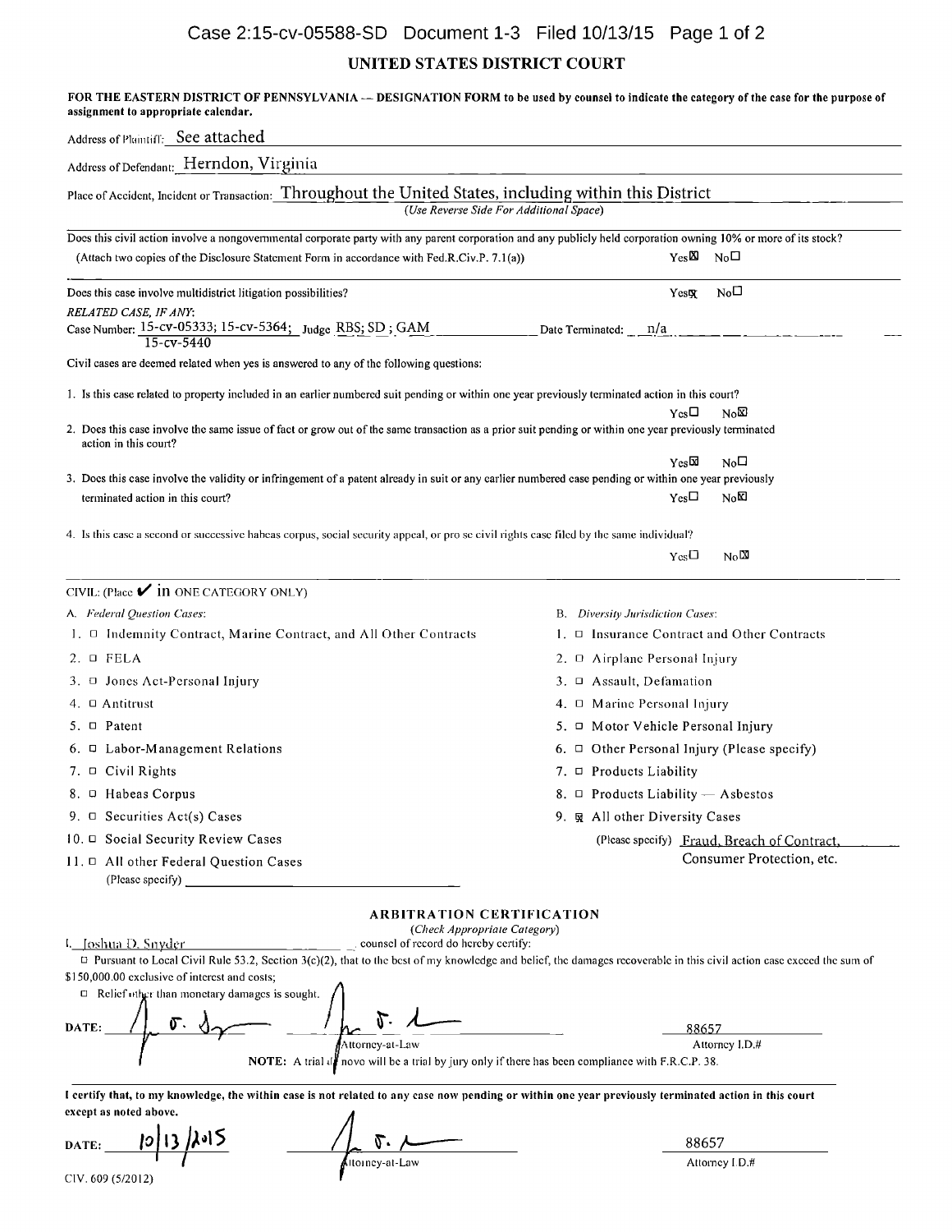Case 2:15-cv-05588-SD Document 1-3 Filed 10/13/15 Page 1 of 2

# UNITED STATES DISTRICT COURT

**FOR THE EASTERN DISTRICT OF PENNSYLVANIA — DESIGNATION FORM to be used by counsel to indicate the category of the case for the purpose of assignment to appropriate calendar.**

Address of Plaintiff: See attached

Address of Defendant: Herndon, Virginia

Place of Accident, Incident or Transaction: Throughout the United States, including within this District
*(Use Reverse Side For Additional Space)*

Does this civil action involve a nongovernmental corporate party with any parent corporation and any publicly held corporation owning 10% or more of its stock?
(Attach two copies of the Disclosure Statement Form in accordance with Fed.R.Civ.P. 7.1(a)) Yes ☒ No ☐

Does this case involve multidistrict litigation possibilities? Yes ☒ No ☐

*RELATED CASE, IF ANY:*
Case Number: 15-cv-05333; 15-cv-5364; 15-cv-5440 Judge RBS; SD ; GAM Date Terminated: n/a

Civil cases are deemed related when yes is answered to any of the following questions:

1. Is this case related to property included in an earlier numbered suit pending or within one year previously terminated action in this court? Yes ☐ No ☒

2. Does this case involve the same issue of fact or grow out of the same transaction as a prior suit pending or within one year previously terminated action in this court? Yes ☒ No ☐

3. Does this case involve the validity or infringement of a patent already in suit or any earlier numbered case pending or within one year previously terminated action in this court? Yes ☐ No ☒

4. Is this case a second or successive habeas corpus, social security appeal, or pro se civil rights case filed by the same individual? Yes ☐ No ☒

CIVIL: (Place ✔ in ONE CATEGORY ONLY)

A. *Federal Question Cases:*
1. ☐ Indemnity Contract, Marine Contract, and All Other Contracts
2. ☐ FELA
3. ☐ Jones Act-Personal Injury
4. ☐ Antitrust
5. ☐ Patent
6. ☐ Labor-Management Relations
7. ☐ Civil Rights
8. ☐ Habeas Corpus
9. ☐ Securities Act(s) Cases
10. ☐ Social Security Review Cases
11. ☐ All other Federal Question Cases
(Please specify) ____________

B. *Diversity Jurisdiction Cases:*
1. ☐ Insurance Contract and Other Contracts
2. ☐ Airplane Personal Injury
3. ☐ Assault, Defamation
4. ☐ Marine Personal Injury
5. ☐ Motor Vehicle Personal Injury
6. ☐ Other Personal Injury (Please specify)
7. ☐ Products Liability
8. ☐ Products Liability — Asbestos
9. ☒ All other Diversity Cases
(Please specify) Fraud, Breach of Contract, Consumer Protection, etc.

## ARBITRATION CERTIFICATION

*(Check Appropriate Category)*

I, Joshua D. Snyder, counsel of record do hereby certify:

☐ Pursuant to Local Civil Rule 53.2, Section 3(c)(2), that to the best of my knowledge and belief, the damages recoverable in this civil action case exceed the sum of $150,000.00 exclusive of interest and costs;

☐ Relief other than monetary damages is sought.

DATE: ____________ Attorney-at-Law 88657 Attorney I.D.#

**NOTE:** A trial de novo will be a trial by jury only if there has been compliance with F.R.C.P. 38.

**I certify that, to my knowledge, the within case is not related to any case now pending or within one year previously terminated action in this court except as noted above.**

DATE: 10/13/2015 Attorney-at-Law 88657 Attorney I.D.#

CIV. 609 (5/2012)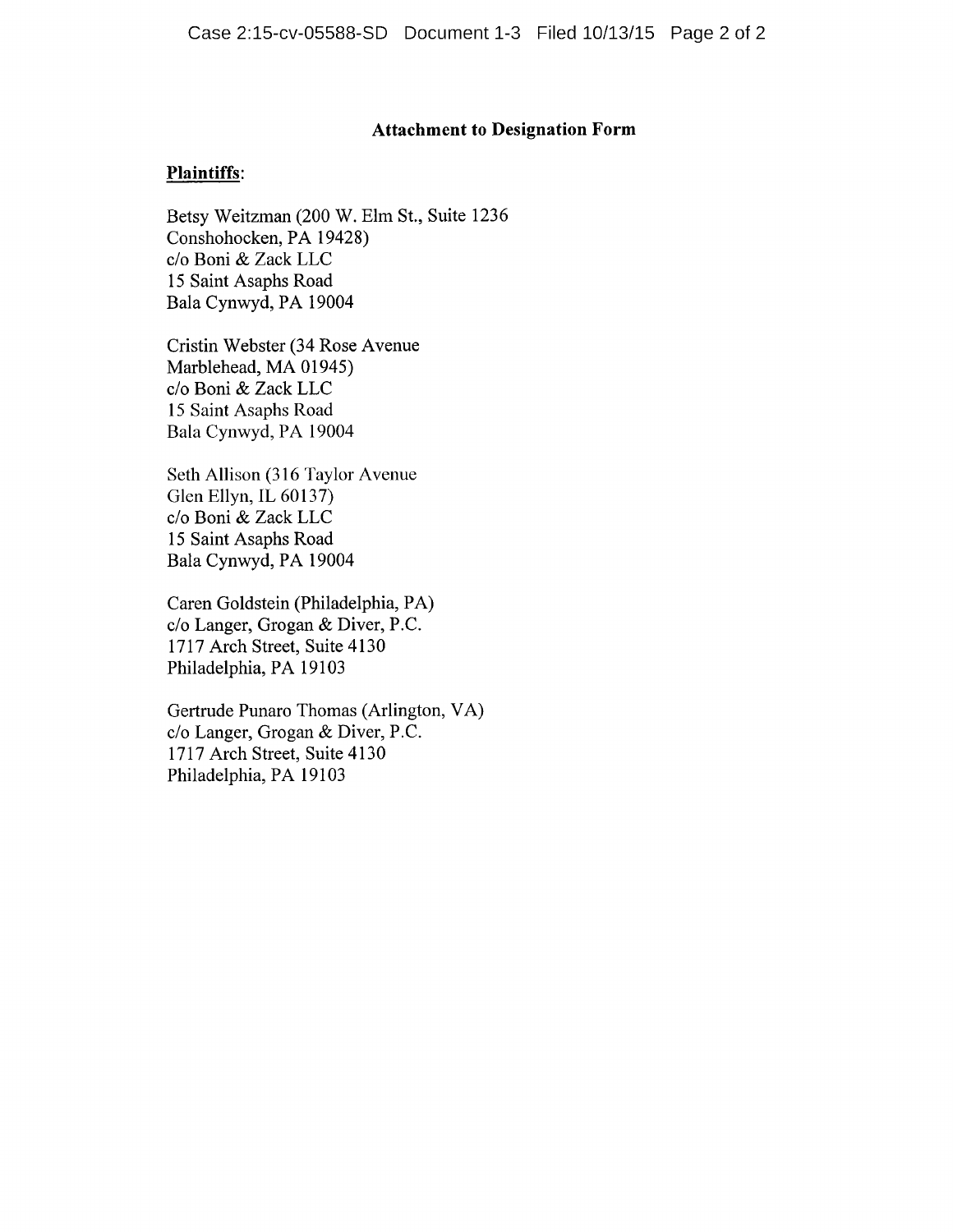**Attachment to Designation Form**

**Plaintiffs**:

Betsy Weitzman (200 W. Elm St., Suite 1236
Conshohocken, PA 19428)
c/o Boni & Zack LLC
15 Saint Asaphs Road
Bala Cynwyd, PA 19004

Cristin Webster (34 Rose Avenue
Marblehead, MA 01945)
c/o Boni & Zack LLC
15 Saint Asaphs Road
Bala Cynwyd, PA 19004

Seth Allison (316 Taylor Avenue
Glen Ellyn, IL 60137)
c/o Boni & Zack LLC
15 Saint Asaphs Road
Bala Cynwyd, PA 19004

Caren Goldstein (Philadelphia, PA)
c/o Langer, Grogan & Diver, P.C.
1717 Arch Street, Suite 4130
Philadelphia, PA 19103

Gertrude Punaro Thomas (Arlington, VA)
c/o Langer, Grogan & Diver, P.C.
1717 Arch Street, Suite 4130
Philadelphia, PA 19103